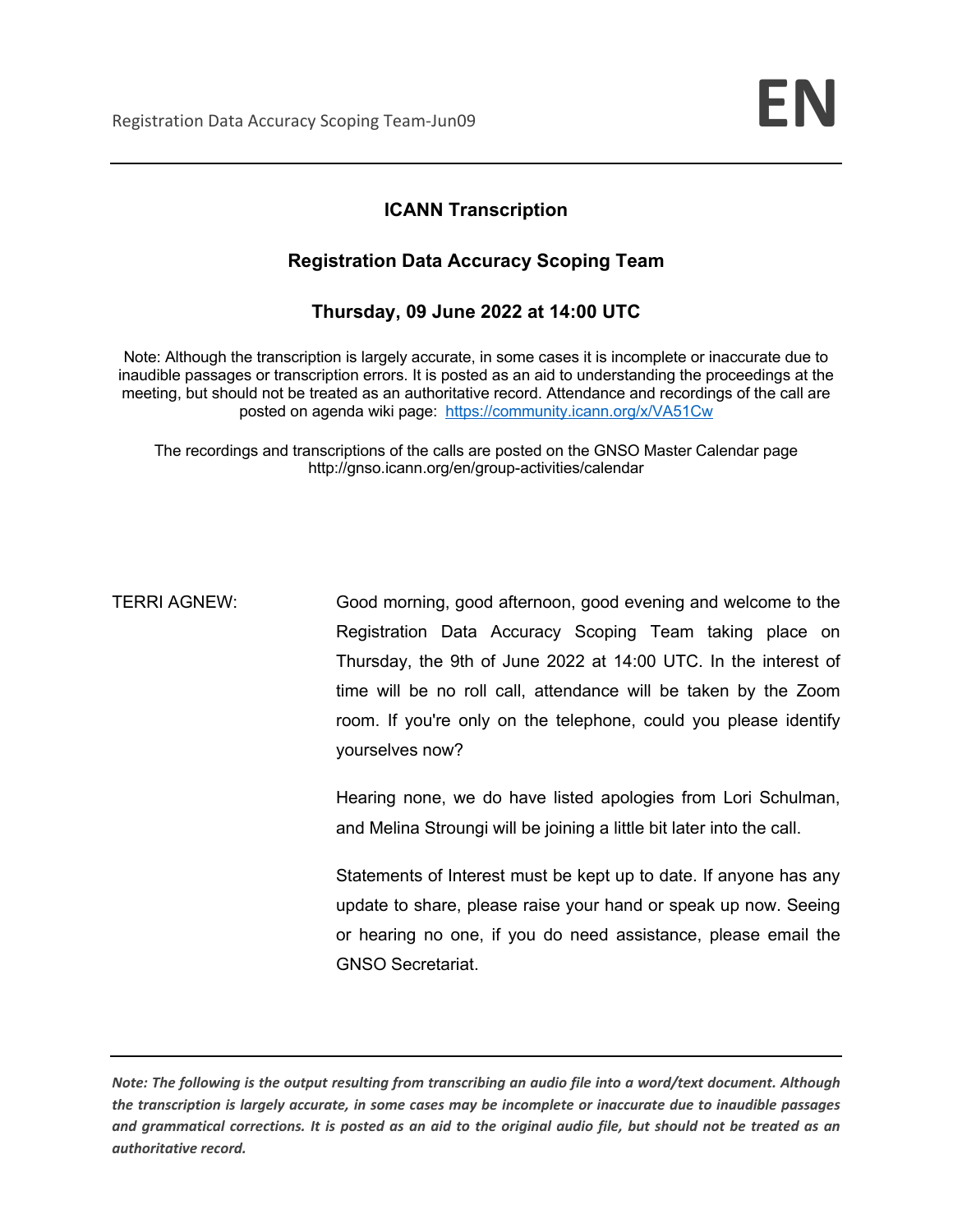# ICANN Transcription

## Registration Data Accuracy Scoping Team

### Thursday, 09 June 2022 at 14:00 UTC

Note: Although the transcription is largely accurate, in some cases it is incomplete or inaccurate due to inaudible passages or transcription errors. It is posted as an aid to understanding the proceedings at the meeting, but should not be treated as an authoritative record. Attendance and recordings of the call are posted on agenda wiki page: https://community.icann.org/x/VA51Cw

The recordings and transcriptions of the calls are posted on the GNSO Master Calendar page http://gnso.icann.org/en/group-activities/calendar

TERRI AGNEW: Good morning, good afternoon, good evening and welcome to the Registration Data Accuracy Scoping Team taking place on Thursday, the 9th of June 2022 at 14:00 UTC. In the interest of time will be no roll call, attendance will be taken by the Zoom room. If you're only on the telephone, could you please identify yourselves now?

Hearing none, we do have listed apologies from Lori Schulman, and Melina Stroungi will be joining a little bit later into the call.

Statements of Interest must be kept up to date. If anyone has any update to share, please raise your hand or speak up now. Seeing or hearing no one, if you do need assistance, please email the GNSO Secretariat.

*Note: The following is the output resulting from transcribing an audio file into a word/text document. Although the transcription is largely accurate, in some cases may be incomplete or inaccurate due to inaudible passages and grammatical corrections. It is posted as an aid to the original audio file, but should not be treated as an authoritative record.*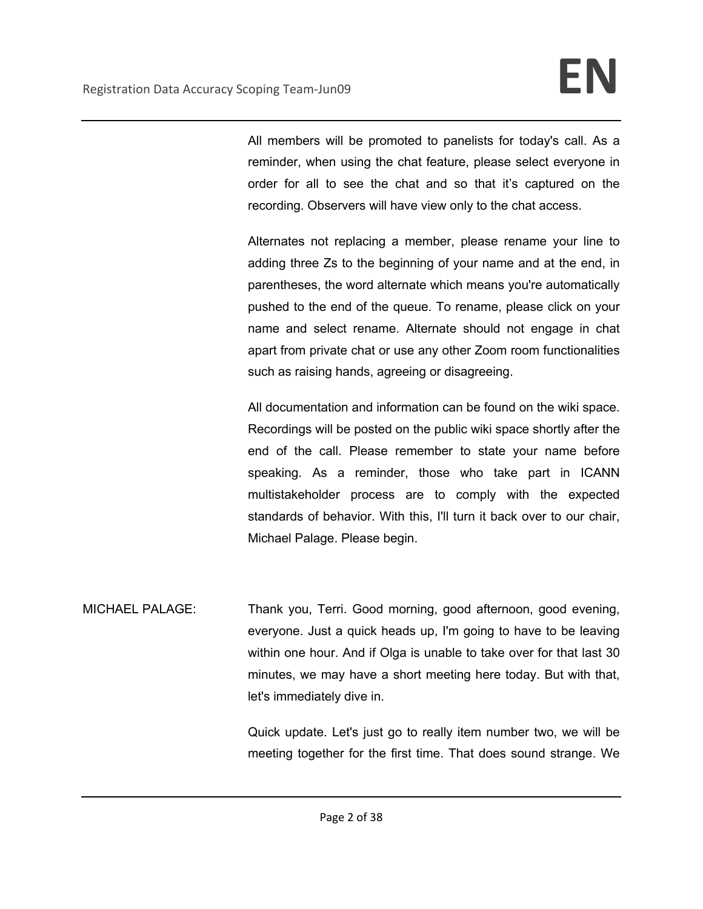All members will be promoted to panelists for today's call. As a reminder, when using the chat feature, please select everyone in order for all to see the chat and so that it's captured on the recording. Observers will have view only to the chat access.

Alternates not replacing a member, please rename your line to adding three Zs to the beginning of your name and at the end, in parentheses, the word alternate which means you're automatically pushed to the end of the queue. To rename, please click on your name and select rename. Alternate should not engage in chat apart from private chat or use any other Zoom room functionalities such as raising hands, agreeing or disagreeing.

All documentation and information can be found on the wiki space. Recordings will be posted on the public wiki space shortly after the end of the call. Please remember to state your name before speaking. As a reminder, those who take part in ICANN multistakeholder process are to comply with the expected standards of behavior. With this, I'll turn it back over to our chair, Michael Palage. Please begin.

MICHAEL PALAGE: Thank you, Terri. Good morning, good afternoon, good evening, everyone. Just a quick heads up, I'm going to have to be leaving within one hour. And if Olga is unable to take over for that last 30 minutes, we may have a short meeting here today. But with that, let's immediately dive in.

Quick update. Let's just go to really item number two, we will be meeting together for the first time. That does sound strange. We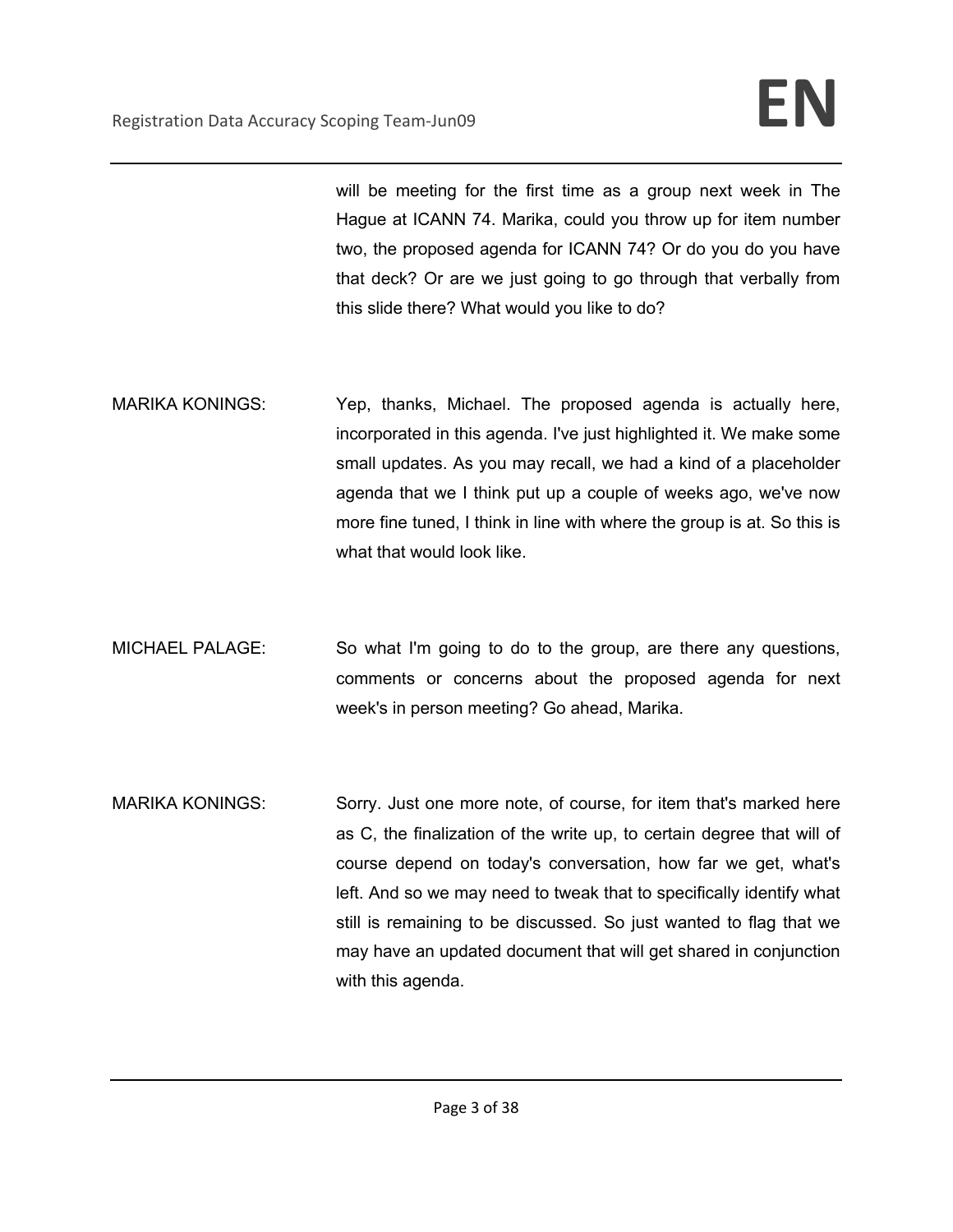will be meeting for the first time as a group next week in The Hague at ICANN 74. Marika, could you throw up for item number two, the proposed agenda for ICANN 74? Or do you do you have that deck? Or are we just going to go through that verbally from this slide there? What would you like to do?

MARIKA KONINGS: Yep, thanks, Michael. The proposed agenda is actually here, incorporated in this agenda. I've just highlighted it. We make some small updates. As you may recall, we had a kind of a placeholder agenda that we I think put up a couple of weeks ago, we've now more fine tuned, I think in line with where the group is at. So this is what that would look like.

MICHAEL PALAGE: So what I'm going to do to the group, are there any questions, comments or concerns about the proposed agenda for next week's in person meeting? Go ahead, Marika.

MARIKA KONINGS: Sorry. Just one more note, of course, for item that's marked here as C, the finalization of the write up, to certain degree that will of course depend on today's conversation, how far we get, what's left. And so we may need to tweak that to specifically identify what still is remaining to be discussed. So just wanted to flag that we may have an updated document that will get shared in conjunction with this agenda.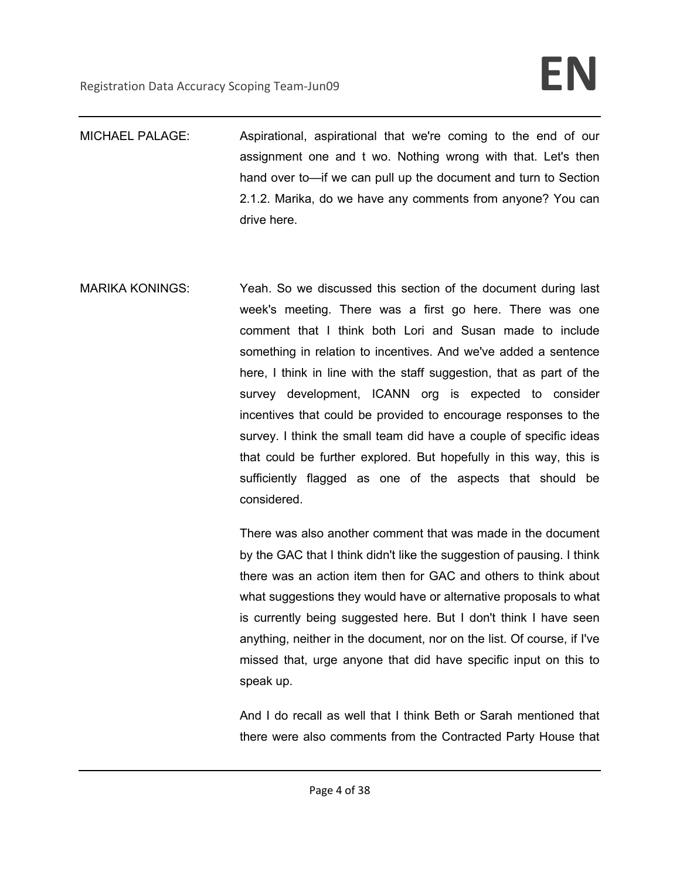MICHAEL PALAGE: Aspirational, aspirational that we're coming to the end of our assignment one and t wo. Nothing wrong with that. Let's then hand over to—if we can pull up the document and turn to Section 2.1.2. Marika, do we have any comments from anyone? You can drive here.

MARIKA KONINGS: Yeah. So we discussed this section of the document during last week's meeting. There was a first go here. There was one comment that I think both Lori and Susan made to include something in relation to incentives. And we've added a sentence here, I think in line with the staff suggestion, that as part of the survey development, ICANN org is expected to consider incentives that could be provided to encourage responses to the survey. I think the small team did have a couple of specific ideas that could be further explored. But hopefully in this way, this is sufficiently flagged as one of the aspects that should be considered.

There was also another comment that was made in the document by the GAC that I think didn't like the suggestion of pausing. I think there was an action item then for GAC and others to think about what suggestions they would have or alternative proposals to what is currently being suggested here. But I don't think I have seen anything, neither in the document, nor on the list. Of course, if I've missed that, urge anyone that did have specific input on this to speak up.

And I do recall as well that I think Beth or Sarah mentioned that there were also comments from the Contracted Party House that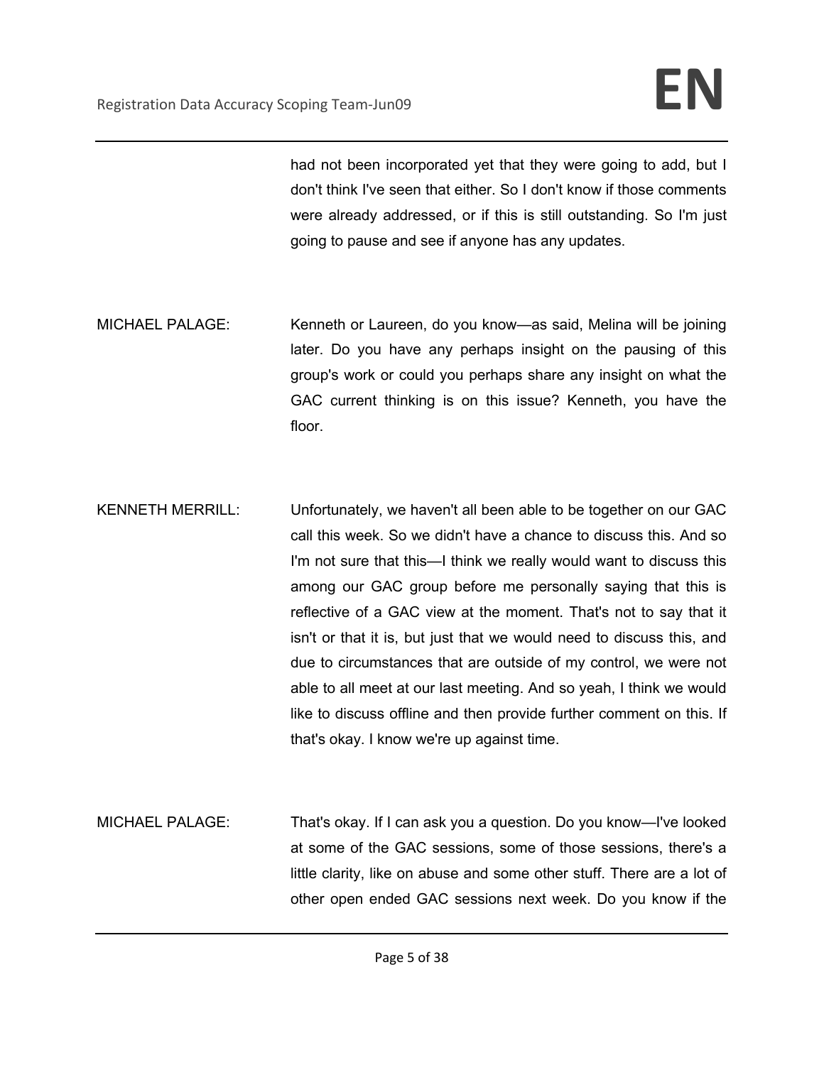had not been incorporated yet that they were going to add, but I don't think I've seen that either. So I don't know if those comments were already addressed, or if this is still outstanding. So I'm just going to pause and see if anyone has any updates.

MICHAEL PALAGE: Kenneth or Laureen, do you know—as said, Melina will be joining later. Do you have any perhaps insight on the pausing of this group's work or could you perhaps share any insight on what the GAC current thinking is on this issue? Kenneth, you have the floor.

KENNETH MERRILL: Unfortunately, we haven't all been able to be together on our GAC call this week. So we didn't have a chance to discuss this. And so I'm not sure that this—I think we really would want to discuss this among our GAC group before me personally saying that this is reflective of a GAC view at the moment. That's not to say that it isn't or that it is, but just that we would need to discuss this, and due to circumstances that are outside of my control, we were not able to all meet at our last meeting. And so yeah, I think we would like to discuss offline and then provide further comment on this. If that's okay. I know we're up against time.

MICHAEL PALAGE: That's okay. If I can ask you a question. Do you know—I've looked at some of the GAC sessions, some of those sessions, there's a little clarity, like on abuse and some other stuff. There are a lot of other open ended GAC sessions next week. Do you know if the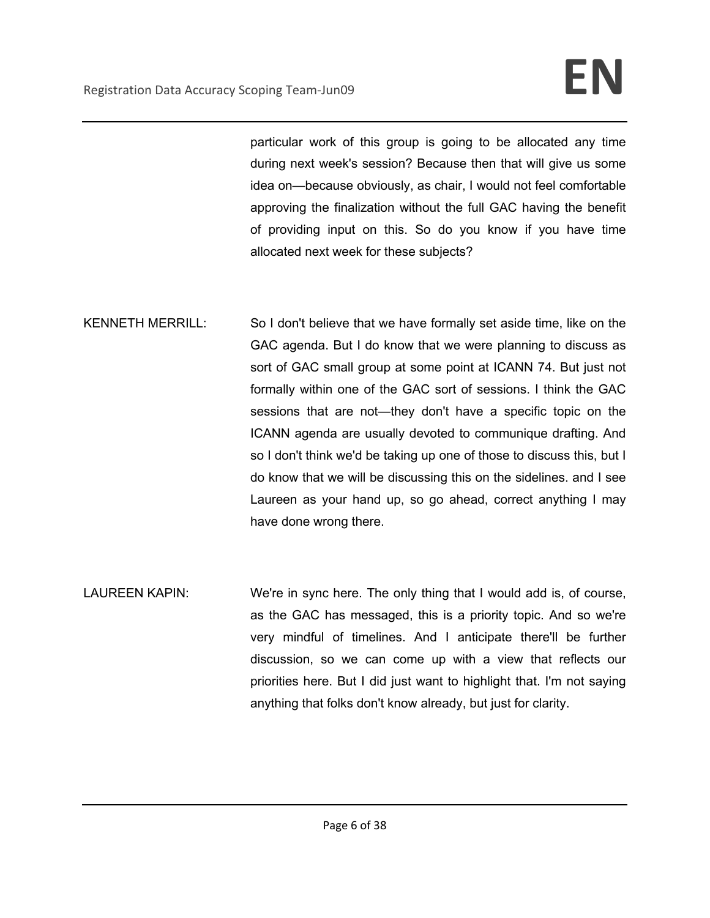particular work of this group is going to be allocated any time during next week's session? Because then that will give us some idea on—because obviously, as chair, I would not feel comfortable approving the finalization without the full GAC having the benefit of providing input on this. So do you know if you have time allocated next week for these subjects?

KENNETH MERRILL: So I don't believe that we have formally set aside time, like on the GAC agenda. But I do know that we were planning to discuss as sort of GAC small group at some point at ICANN 74. But just not formally within one of the GAC sort of sessions. I think the GAC sessions that are not—they don't have a specific topic on the ICANN agenda are usually devoted to communique drafting. And so I don't think we'd be taking up one of those to discuss this, but I do know that we will be discussing this on the sidelines. and I see Laureen as your hand up, so go ahead, correct anything I may have done wrong there.

LAUREEN KAPIN: We're in sync here. The only thing that I would add is, of course, as the GAC has messaged, this is a priority topic. And so we're very mindful of timelines. And I anticipate there'll be further discussion, so we can come up with a view that reflects our priorities here. But I did just want to highlight that. I'm not saying anything that folks don't know already, but just for clarity.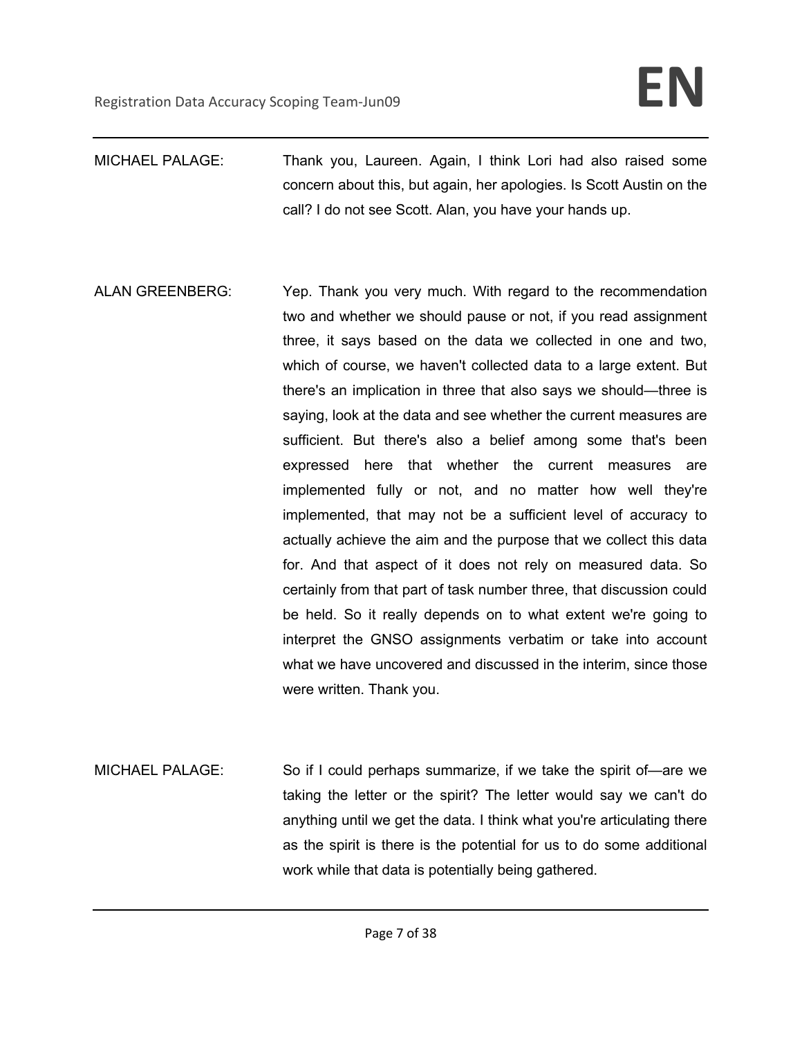MICHAEL PALAGE: Thank you, Laureen. Again, I think Lori had also raised some concern about this, but again, her apologies. Is Scott Austin on the call? I do not see Scott. Alan, you have your hands up.

ALAN GREENBERG: Yep. Thank you very much. With regard to the recommendation two and whether we should pause or not, if you read assignment three, it says based on the data we collected in one and two, which of course, we haven't collected data to a large extent. But there's an implication in three that also says we should—three is saying, look at the data and see whether the current measures are sufficient. But there's also a belief among some that's been expressed here that whether the current measures are implemented fully or not, and no matter how well they're implemented, that may not be a sufficient level of accuracy to actually achieve the aim and the purpose that we collect this data for. And that aspect of it does not rely on measured data. So certainly from that part of task number three, that discussion could be held. So it really depends on to what extent we're going to interpret the GNSO assignments verbatim or take into account what we have uncovered and discussed in the interim, since those were written. Thank you.

MICHAEL PALAGE: So if I could perhaps summarize, if we take the spirit of—are we taking the letter or the spirit? The letter would say we can't do anything until we get the data. I think what you're articulating there as the spirit is there is the potential for us to do some additional work while that data is potentially being gathered.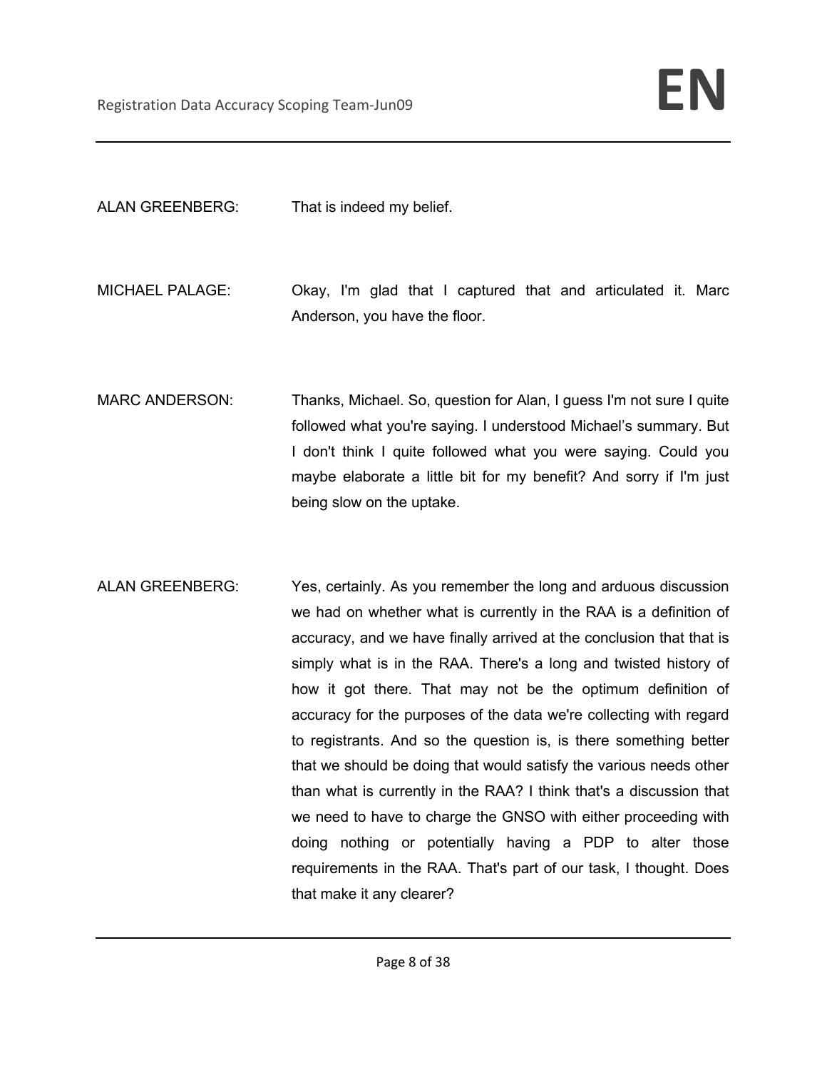ALAN GREENBERG: That is indeed my belief.

MICHAEL PALAGE: Okay, I'm glad that I captured that and articulated it. Marc Anderson, you have the floor.

MARC ANDERSON: Thanks, Michael. So, question for Alan, I guess I'm not sure I quite followed what you're saying. I understood Michael's summary. But I don't think I quite followed what you were saying. Could you maybe elaborate a little bit for my benefit? And sorry if I'm just being slow on the uptake.

ALAN GREENBERG: Yes, certainly. As you remember the long and arduous discussion we had on whether what is currently in the RAA is a definition of accuracy, and we have finally arrived at the conclusion that that is simply what is in the RAA. There's a long and twisted history of how it got there. That may not be the optimum definition of accuracy for the purposes of the data we're collecting with regard to registrants. And so the question is, is there something better that we should be doing that would satisfy the various needs other than what is currently in the RAA? I think that's a discussion that we need to have to charge the GNSO with either proceeding with doing nothing or potentially having a PDP to alter those requirements in the RAA. That's part of our task, I thought. Does that make it any clearer?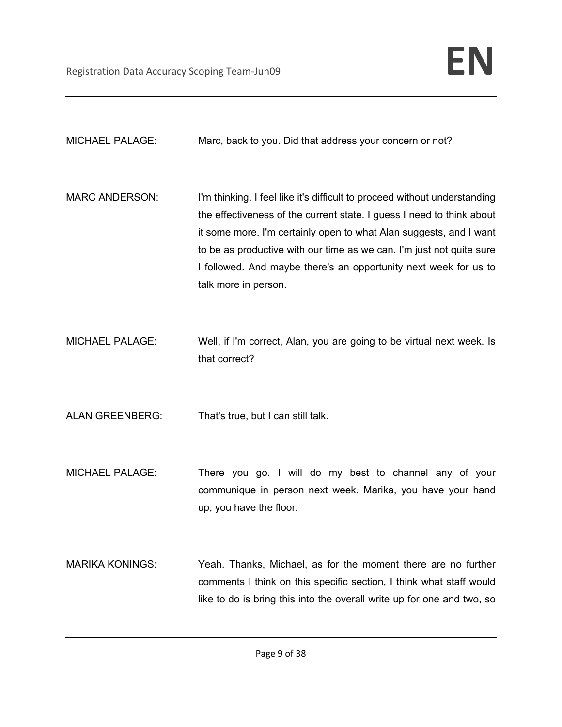MICHAEL PALAGE: Marc, back to you. Did that address your concern or not?

MARC ANDERSON: I'm thinking. I feel like it's difficult to proceed without understanding the effectiveness of the current state. I guess I need to think about it some more. I'm certainly open to what Alan suggests, and I want to be as productive with our time as we can. I'm just not quite sure I followed. And maybe there's an opportunity next week for us to talk more in person.

MICHAEL PALAGE: Well, if I'm correct, Alan, you are going to be virtual next week. Is that correct?

ALAN GREENBERG: That's true, but I can still talk.

MICHAEL PALAGE: There you go. I will do my best to channel any of your communique in person next week. Marika, you have your hand up, you have the floor.

MARIKA KONINGS: Yeah. Thanks, Michael, as for the moment there are no further comments I think on this specific section, I think what staff would like to do is bring this into the overall write up for one and two, so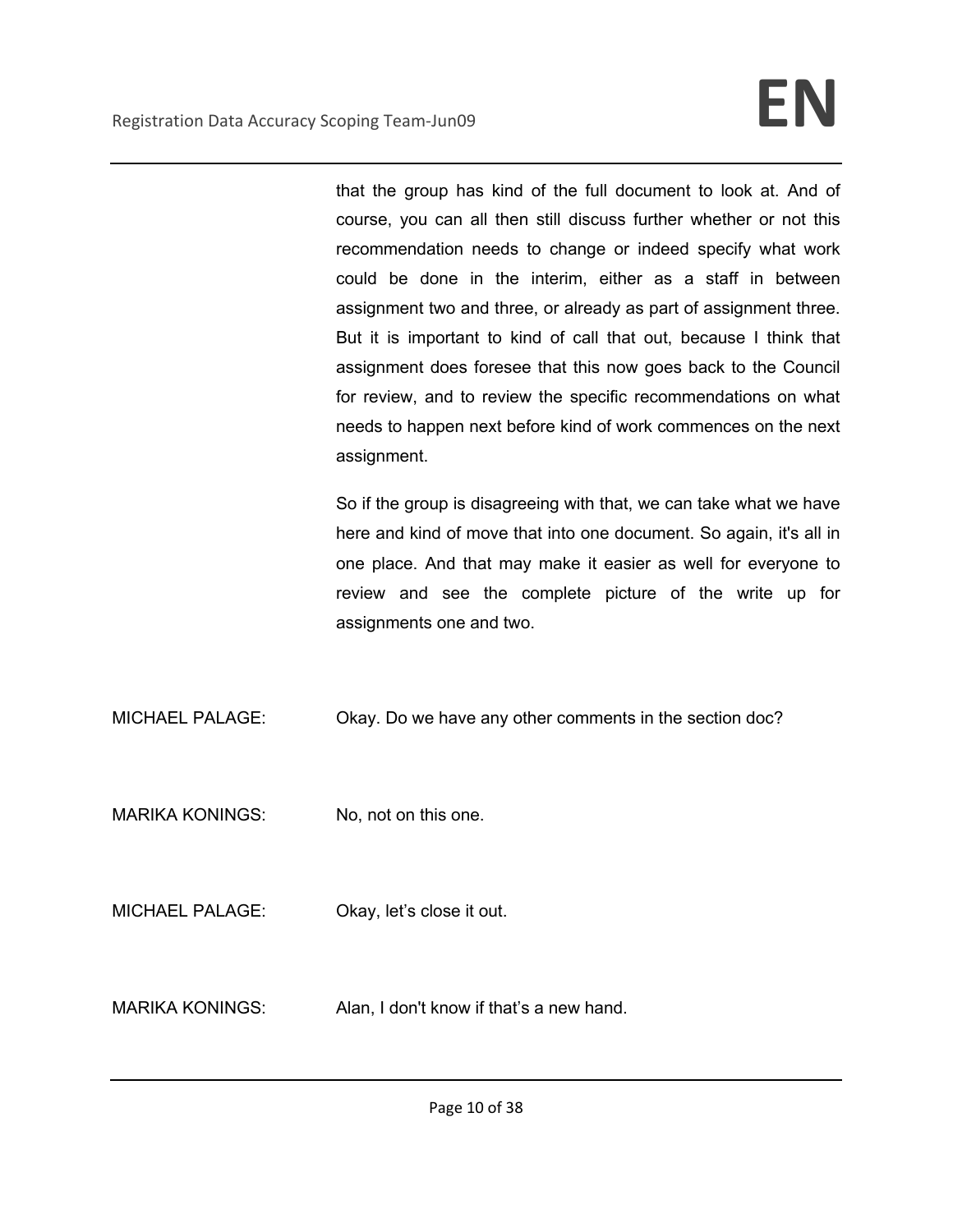that the group has kind of the full document to look at. And of course, you can all then still discuss further whether or not this recommendation needs to change or indeed specify what work could be done in the interim, either as a staff in between assignment two and three, or already as part of assignment three. But it is important to kind of call that out, because I think that assignment does foresee that this now goes back to the Council for review, and to review the specific recommendations on what needs to happen next before kind of work commences on the next assignment.

So if the group is disagreeing with that, we can take what we have here and kind of move that into one document. So again, it's all in one place. And that may make it easier as well for everyone to review and see the complete picture of the write up for assignments one and two.

MICHAEL PALAGE: Okay. Do we have any other comments in the section doc?

MARIKA KONINGS: No, not on this one.

MICHAEL PALAGE: Okay, let's close it out.

MARIKA KONINGS: Alan, I don't know if that's a new hand.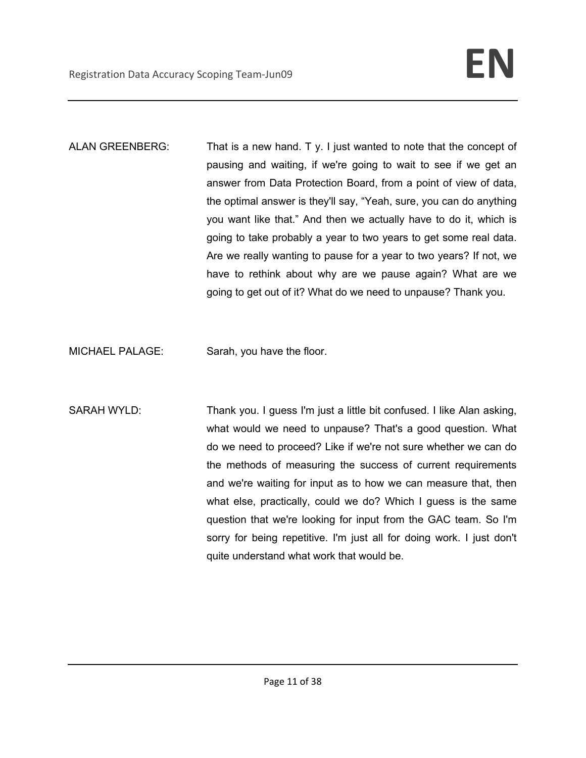ALAN GREENBERG: That is a new hand. T y. I just wanted to note that the concept of pausing and waiting, if we're going to wait to see if we get an answer from Data Protection Board, from a point of view of data, the optimal answer is they'll say, "Yeah, sure, you can do anything you want like that." And then we actually have to do it, which is going to take probably a year to two years to get some real data. Are we really wanting to pause for a year to two years? If not, we have to rethink about why are we pause again? What are we going to get out of it? What do we need to unpause? Thank you.

MICHAEL PALAGE: Sarah, you have the floor.

SARAH WYLD: Thank you. I guess I'm just a little bit confused. I like Alan asking, what would we need to unpause? That's a good question. What do we need to proceed? Like if we're not sure whether we can do the methods of measuring the success of current requirements and we're waiting for input as to how we can measure that, then what else, practically, could we do? Which I guess is the same question that we're looking for input from the GAC team. So I'm sorry for being repetitive. I'm just all for doing work. I just don't quite understand what work that would be.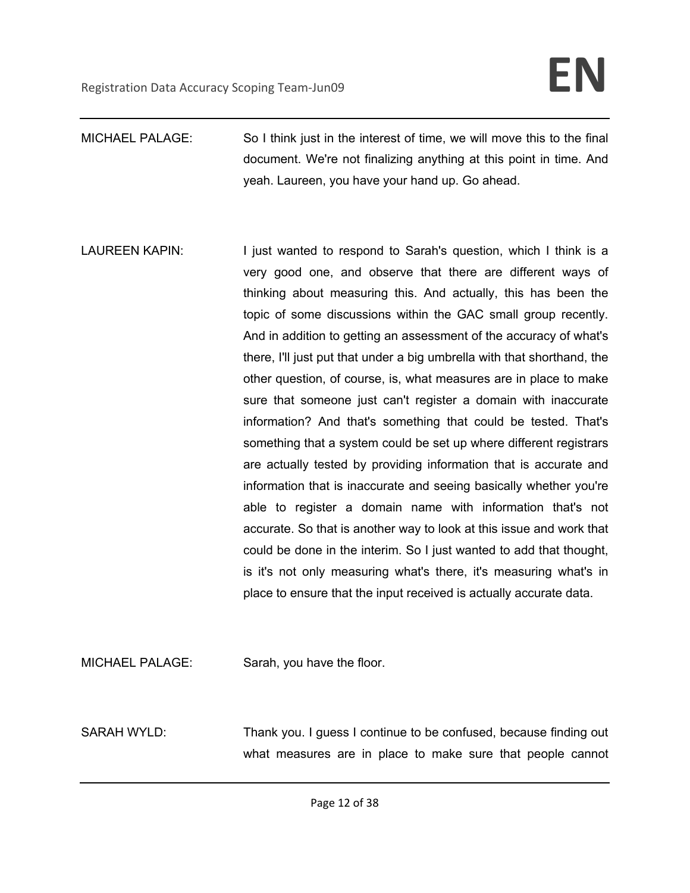MICHAEL PALAGE: So I think just in the interest of time, we will move this to the final document. We're not finalizing anything at this point in time. And yeah. Laureen, you have your hand up. Go ahead.

LAUREEN KAPIN: I just wanted to respond to Sarah's question, which I think is a very good one, and observe that there are different ways of thinking about measuring this. And actually, this has been the topic of some discussions within the GAC small group recently. And in addition to getting an assessment of the accuracy of what's there, I'll just put that under a big umbrella with that shorthand, the other question, of course, is, what measures are in place to make sure that someone just can't register a domain with inaccurate information? And that's something that could be tested. That's something that a system could be set up where different registrars are actually tested by providing information that is accurate and information that is inaccurate and seeing basically whether you're able to register a domain name with information that's not accurate. So that is another way to look at this issue and work that could be done in the interim. So I just wanted to add that thought, is it's not only measuring what's there, it's measuring what's in place to ensure that the input received is actually accurate data.

MICHAEL PALAGE: Sarah, you have the floor.

SARAH WYLD: Thank you. I guess I continue to be confused, because finding out what measures are in place to make sure that people cannot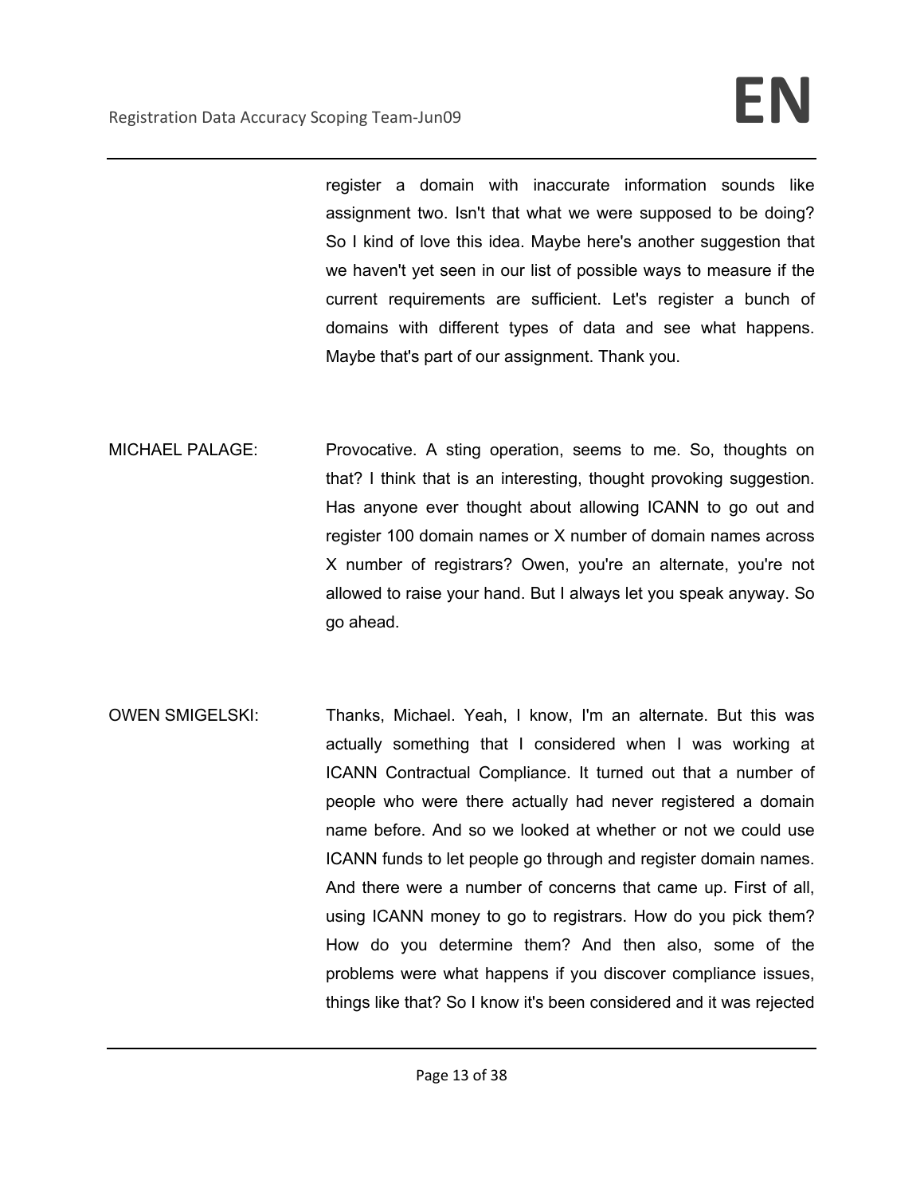register a domain with inaccurate information sounds like assignment two. Isn't that what we were supposed to be doing? So I kind of love this idea. Maybe here's another suggestion that we haven't yet seen in our list of possible ways to measure if the current requirements are sufficient. Let's register a bunch of domains with different types of data and see what happens. Maybe that's part of our assignment. Thank you.

MICHAEL PALAGE: Provocative. A sting operation, seems to me. So, thoughts on that? I think that is an interesting, thought provoking suggestion. Has anyone ever thought about allowing ICANN to go out and register 100 domain names or X number of domain names across X number of registrars? Owen, you're an alternate, you're not allowed to raise your hand. But I always let you speak anyway. So go ahead.

OWEN SMIGELSKI: Thanks, Michael. Yeah, I know, I'm an alternate. But this was actually something that I considered when I was working at ICANN Contractual Compliance. It turned out that a number of people who were there actually had never registered a domain name before. And so we looked at whether or not we could use ICANN funds to let people go through and register domain names. And there were a number of concerns that came up. First of all, using ICANN money to go to registrars. How do you pick them? How do you determine them? And then also, some of the problems were what happens if you discover compliance issues, things like that? So I know it's been considered and it was rejected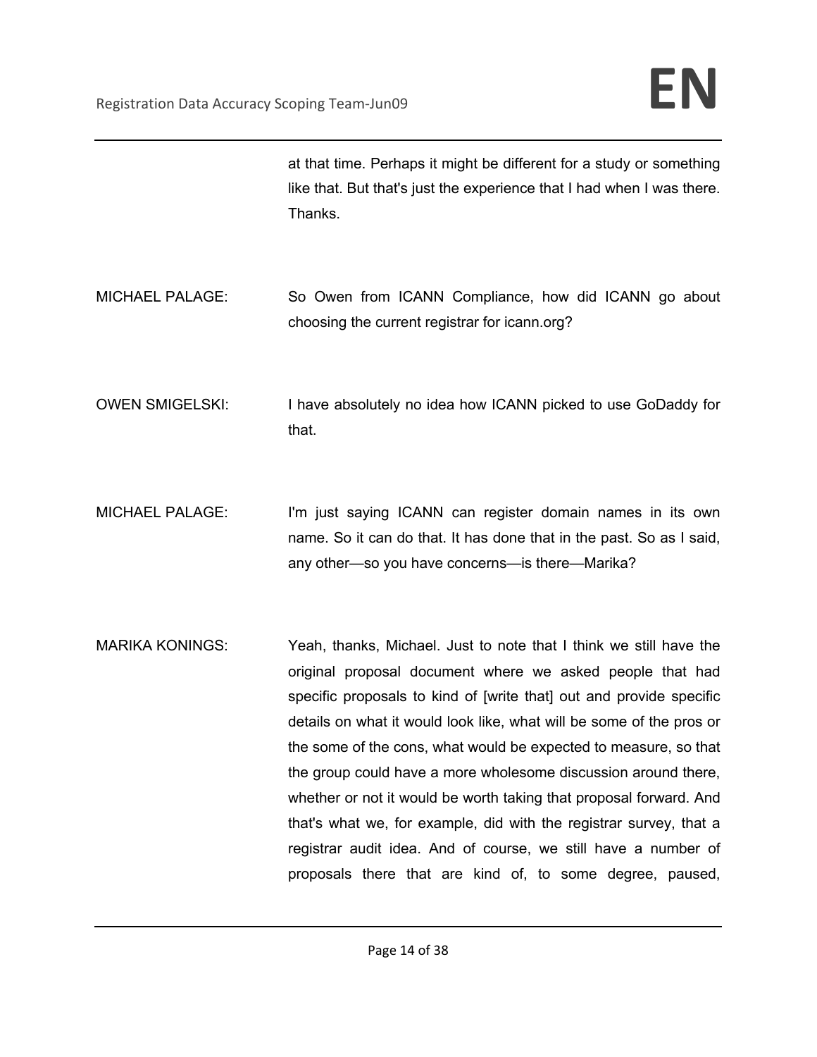at that time. Perhaps it might be different for a study or something like that. But that's just the experience that I had when I was there. Thanks.

MICHAEL PALAGE: So Owen from ICANN Compliance, how did ICANN go about choosing the current registrar for icann.org?

OWEN SMIGELSKI: I have absolutely no idea how ICANN picked to use GoDaddy for that.

MICHAEL PALAGE: I'm just saying ICANN can register domain names in its own name. So it can do that. It has done that in the past. So as I said, any other—so you have concerns—is there—Marika?

MARIKA KONINGS: Yeah, thanks, Michael. Just to note that I think we still have the original proposal document where we asked people that had specific proposals to kind of [write that] out and provide specific details on what it would look like, what will be some of the pros or the some of the cons, what would be expected to measure, so that the group could have a more wholesome discussion around there, whether or not it would be worth taking that proposal forward. And that's what we, for example, did with the registrar survey, that a registrar audit idea. And of course, we still have a number of proposals there that are kind of, to some degree, paused,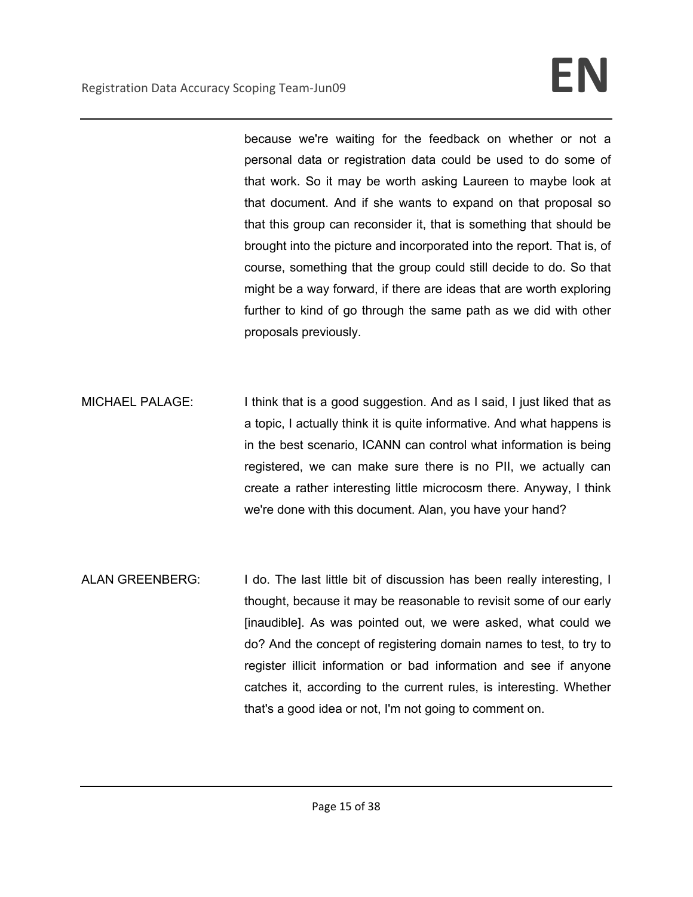because we're waiting for the feedback on whether or not a personal data or registration data could be used to do some of that work. So it may be worth asking Laureen to maybe look at that document. And if she wants to expand on that proposal so that this group can reconsider it, that is something that should be brought into the picture and incorporated into the report. That is, of course, something that the group could still decide to do. So that might be a way forward, if there are ideas that are worth exploring further to kind of go through the same path as we did with other proposals previously.

MICHAEL PALAGE: I think that is a good suggestion. And as I said, I just liked that as a topic, I actually think it is quite informative. And what happens is in the best scenario, ICANN can control what information is being registered, we can make sure there is no PII, we actually can create a rather interesting little microcosm there. Anyway, I think we're done with this document. Alan, you have your hand?

ALAN GREENBERG: I do. The last little bit of discussion has been really interesting, I thought, because it may be reasonable to revisit some of our early [inaudible]. As was pointed out, we were asked, what could we do? And the concept of registering domain names to test, to try to register illicit information or bad information and see if anyone catches it, according to the current rules, is interesting. Whether that's a good idea or not, I'm not going to comment on.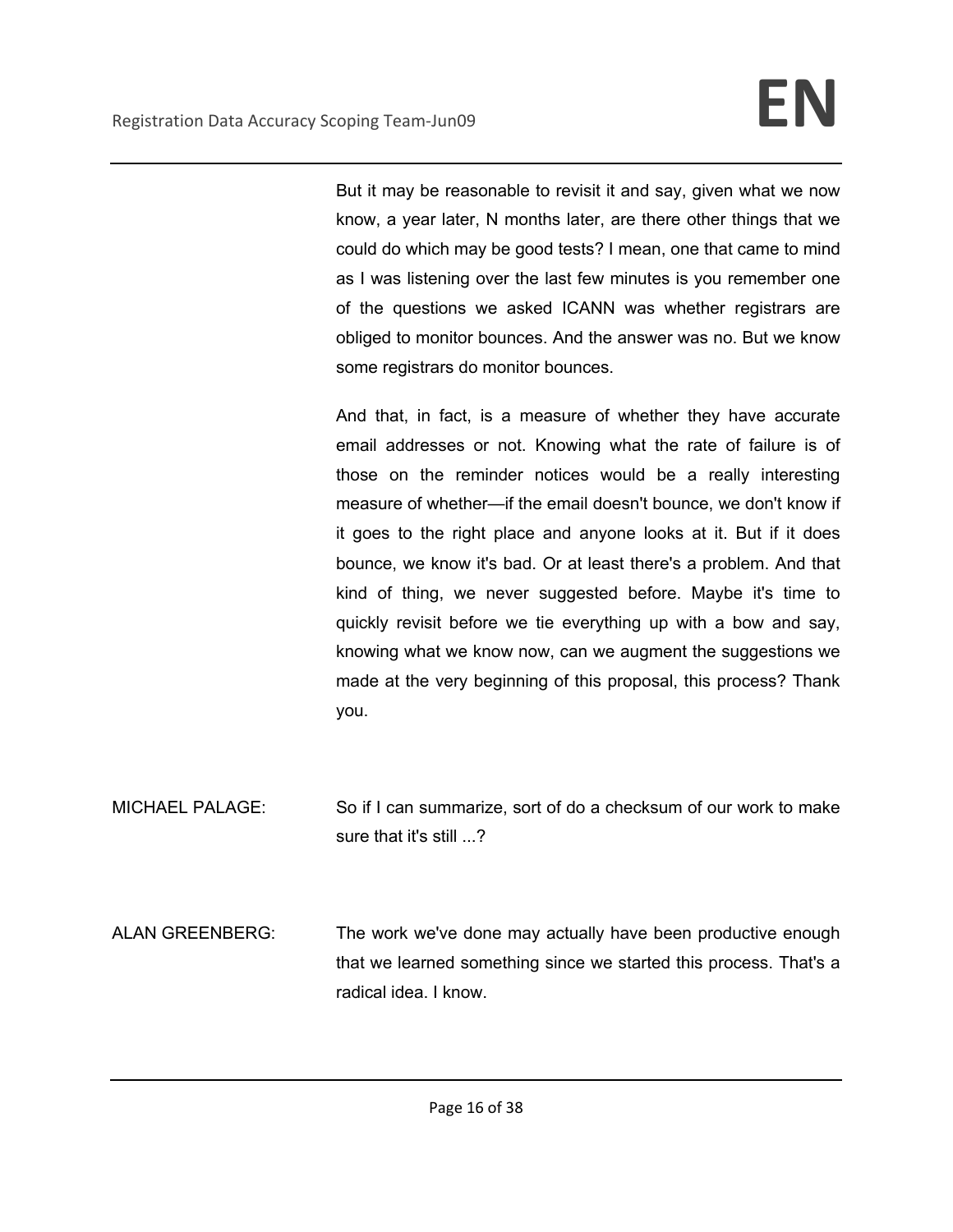But it may be reasonable to revisit it and say, given what we now know, a year later, N months later, are there other things that we could do which may be good tests? I mean, one that came to mind as I was listening over the last few minutes is you remember one of the questions we asked ICANN was whether registrars are obliged to monitor bounces. And the answer was no. But we know some registrars do monitor bounces.

And that, in fact, is a measure of whether they have accurate email addresses or not. Knowing what the rate of failure is of those on the reminder notices would be a really interesting measure of whether—if the email doesn't bounce, we don't know if it goes to the right place and anyone looks at it. But if it does bounce, we know it's bad. Or at least there's a problem. And that kind of thing, we never suggested before. Maybe it's time to quickly revisit before we tie everything up with a bow and say, knowing what we know now, can we augment the suggestions we made at the very beginning of this proposal, this process? Thank you.

MICHAEL PALAGE: So if I can summarize, sort of do a checksum of our work to make sure that it's still ...?

ALAN GREENBERG: The work we've done may actually have been productive enough that we learned something since we started this process. That's a radical idea. I know.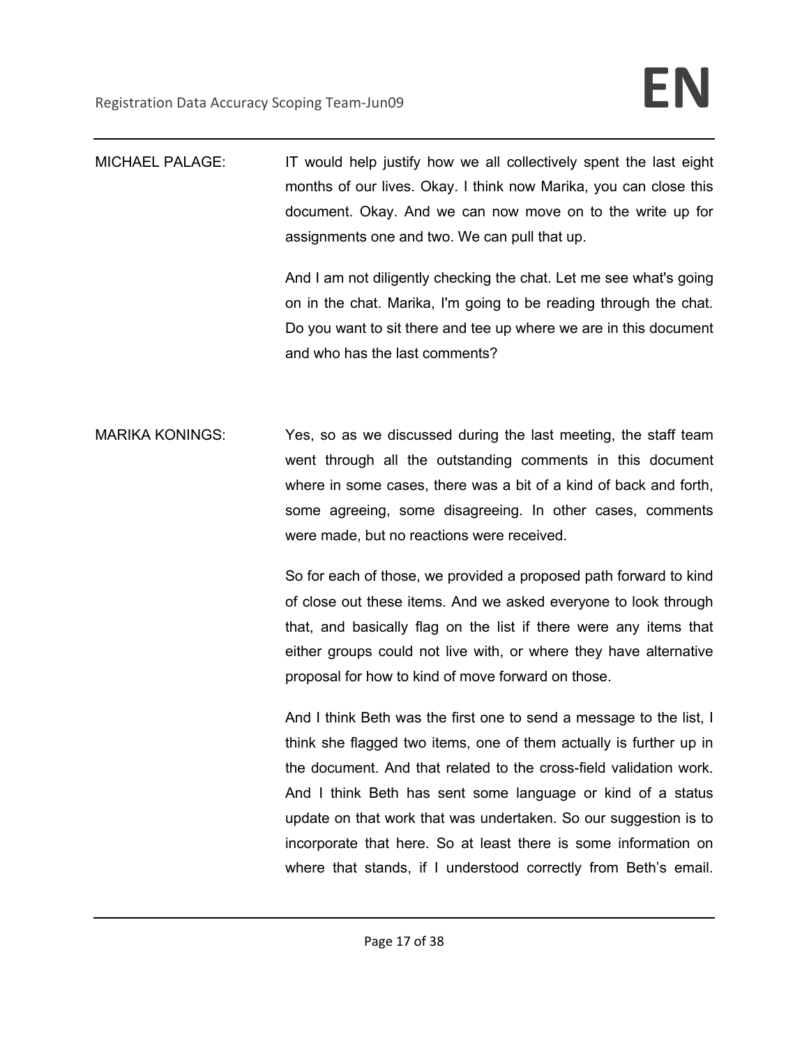MICHAEL PALAGE: IT would help justify how we all collectively spent the last eight months of our lives. Okay. I think now Marika, you can close this document. Okay. And we can now move on to the write up for assignments one and two. We can pull that up.

And I am not diligently checking the chat. Let me see what's going on in the chat. Marika, I'm going to be reading through the chat. Do you want to sit there and tee up where we are in this document and who has the last comments?

MARIKA KONINGS: Yes, so as we discussed during the last meeting, the staff team went through all the outstanding comments in this document where in some cases, there was a bit of a kind of back and forth, some agreeing, some disagreeing. In other cases, comments were made, but no reactions were received.

So for each of those, we provided a proposed path forward to kind of close out these items. And we asked everyone to look through that, and basically flag on the list if there were any items that either groups could not live with, or where they have alternative proposal for how to kind of move forward on those.

And I think Beth was the first one to send a message to the list, I think she flagged two items, one of them actually is further up in the document. And that related to the cross-field validation work. And I think Beth has sent some language or kind of a status update on that work that was undertaken. So our suggestion is to incorporate that here. So at least there is some information on where that stands, if I understood correctly from Beth's email.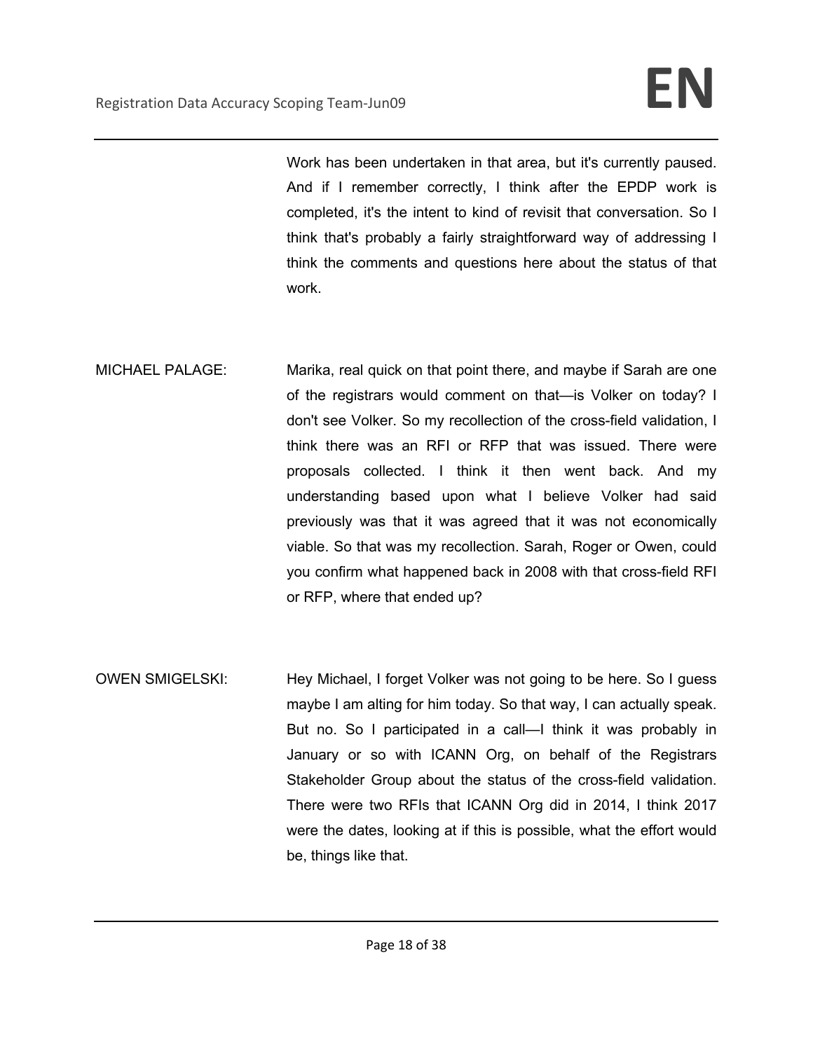Work has been undertaken in that area, but it's currently paused. And if I remember correctly, I think after the EPDP work is completed, it's the intent to kind of revisit that conversation. So I think that's probably a fairly straightforward way of addressing I think the comments and questions here about the status of that work.

MICHAEL PALAGE: Marika, real quick on that point there, and maybe if Sarah are one of the registrars would comment on that—is Volker on today? I don't see Volker. So my recollection of the cross-field validation, I think there was an RFI or RFP that was issued. There were proposals collected. I think it then went back. And my understanding based upon what I believe Volker had said previously was that it was agreed that it was not economically viable. So that was my recollection. Sarah, Roger or Owen, could you confirm what happened back in 2008 with that cross-field RFI or RFP, where that ended up?

OWEN SMIGELSKI: Hey Michael, I forget Volker was not going to be here. So I guess maybe I am alting for him today. So that way, I can actually speak. But no. So I participated in a call—I think it was probably in January or so with ICANN Org, on behalf of the Registrars Stakeholder Group about the status of the cross-field validation. There were two RFIs that ICANN Org did in 2014, I think 2017 were the dates, looking at if this is possible, what the effort would be, things like that.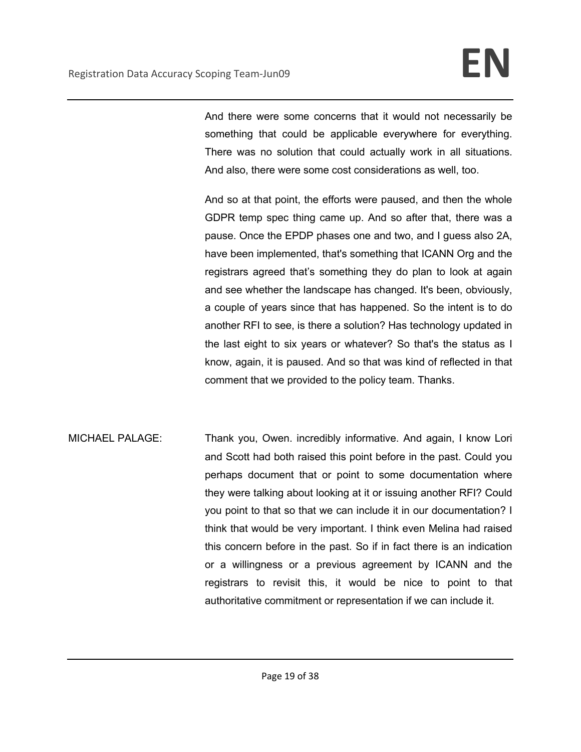And there were some concerns that it would not necessarily be something that could be applicable everywhere for everything. There was no solution that could actually work in all situations. And also, there were some cost considerations as well, too.

And so at that point, the efforts were paused, and then the whole GDPR temp spec thing came up. And so after that, there was a pause. Once the EPDP phases one and two, and I guess also 2A, have been implemented, that's something that ICANN Org and the registrars agreed that's something they do plan to look at again and see whether the landscape has changed. It's been, obviously, a couple of years since that has happened. So the intent is to do another RFI to see, is there a solution? Has technology updated in the last eight to six years or whatever? So that's the status as I know, again, it is paused. And so that was kind of reflected in that comment that we provided to the policy team. Thanks.

MICHAEL PALAGE: Thank you, Owen. incredibly informative. And again, I know Lori and Scott had both raised this point before in the past. Could you perhaps document that or point to some documentation where they were talking about looking at it or issuing another RFI? Could you point to that so that we can include it in our documentation? I think that would be very important. I think even Melina had raised this concern before in the past. So if in fact there is an indication or a willingness or a previous agreement by ICANN and the registrars to revisit this, it would be nice to point to that authoritative commitment or representation if we can include it.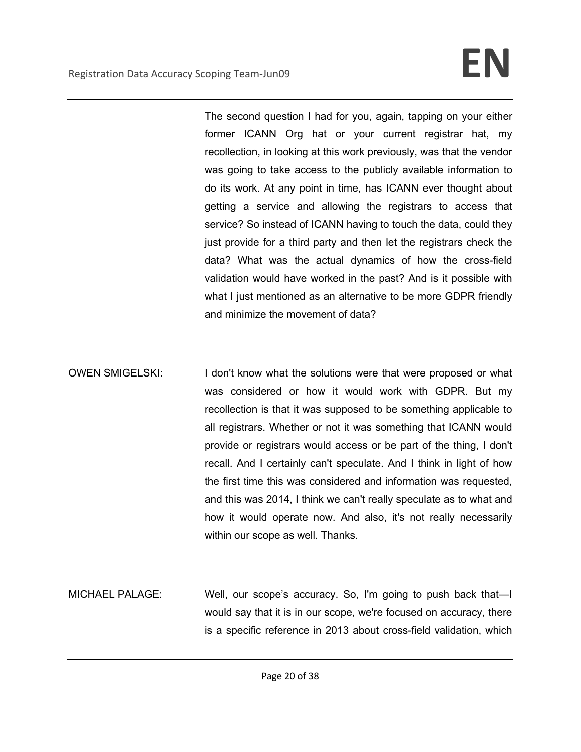The second question I had for you, again, tapping on your either former ICANN Org hat or your current registrar hat, my recollection, in looking at this work previously, was that the vendor was going to take access to the publicly available information to do its work. At any point in time, has ICANN ever thought about getting a service and allowing the registrars to access that service? So instead of ICANN having to touch the data, could they just provide for a third party and then let the registrars check the data? What was the actual dynamics of how the cross-field validation would have worked in the past? And is it possible with what I just mentioned as an alternative to be more GDPR friendly and minimize the movement of data?

OWEN SMIGELSKI: I don't know what the solutions were that were proposed or what was considered or how it would work with GDPR. But my recollection is that it was supposed to be something applicable to all registrars. Whether or not it was something that ICANN would provide or registrars would access or be part of the thing, I don't recall. And I certainly can't speculate. And I think in light of how the first time this was considered and information was requested, and this was 2014, I think we can't really speculate as to what and how it would operate now. And also, it's not really necessarily within our scope as well. Thanks.

MICHAEL PALAGE: Well, our scope's accuracy. So, I'm going to push back that—I would say that it is in our scope, we're focused on accuracy, there is a specific reference in 2013 about cross-field validation, which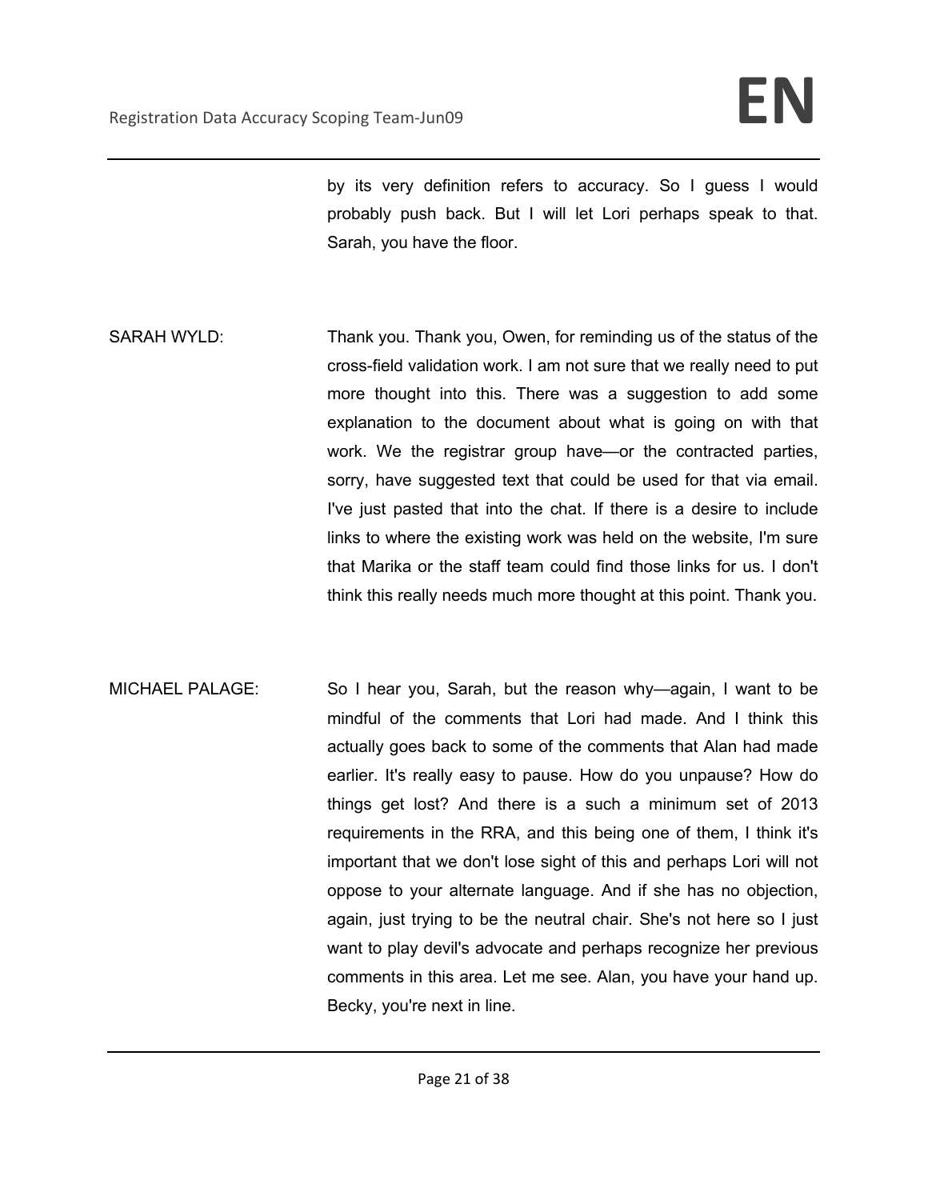by its very definition refers to accuracy. So I guess I would probably push back. But I will let Lori perhaps speak to that. Sarah, you have the floor.

SARAH WYLD: Thank you. Thank you, Owen, for reminding us of the status of the cross-field validation work. I am not sure that we really need to put more thought into this. There was a suggestion to add some explanation to the document about what is going on with that work. We the registrar group have—or the contracted parties, sorry, have suggested text that could be used for that via email. I've just pasted that into the chat. If there is a desire to include links to where the existing work was held on the website, I'm sure that Marika or the staff team could find those links for us. I don't think this really needs much more thought at this point. Thank you.

MICHAEL PALAGE: So I hear you, Sarah, but the reason why—again, I want to be mindful of the comments that Lori had made. And I think this actually goes back to some of the comments that Alan had made earlier. It's really easy to pause. How do you unpause? How do things get lost? And there is a such a minimum set of 2013 requirements in the RRA, and this being one of them, I think it's important that we don't lose sight of this and perhaps Lori will not oppose to your alternate language. And if she has no objection, again, just trying to be the neutral chair. She's not here so I just want to play devil's advocate and perhaps recognize her previous comments in this area. Let me see. Alan, you have your hand up. Becky, you're next in line.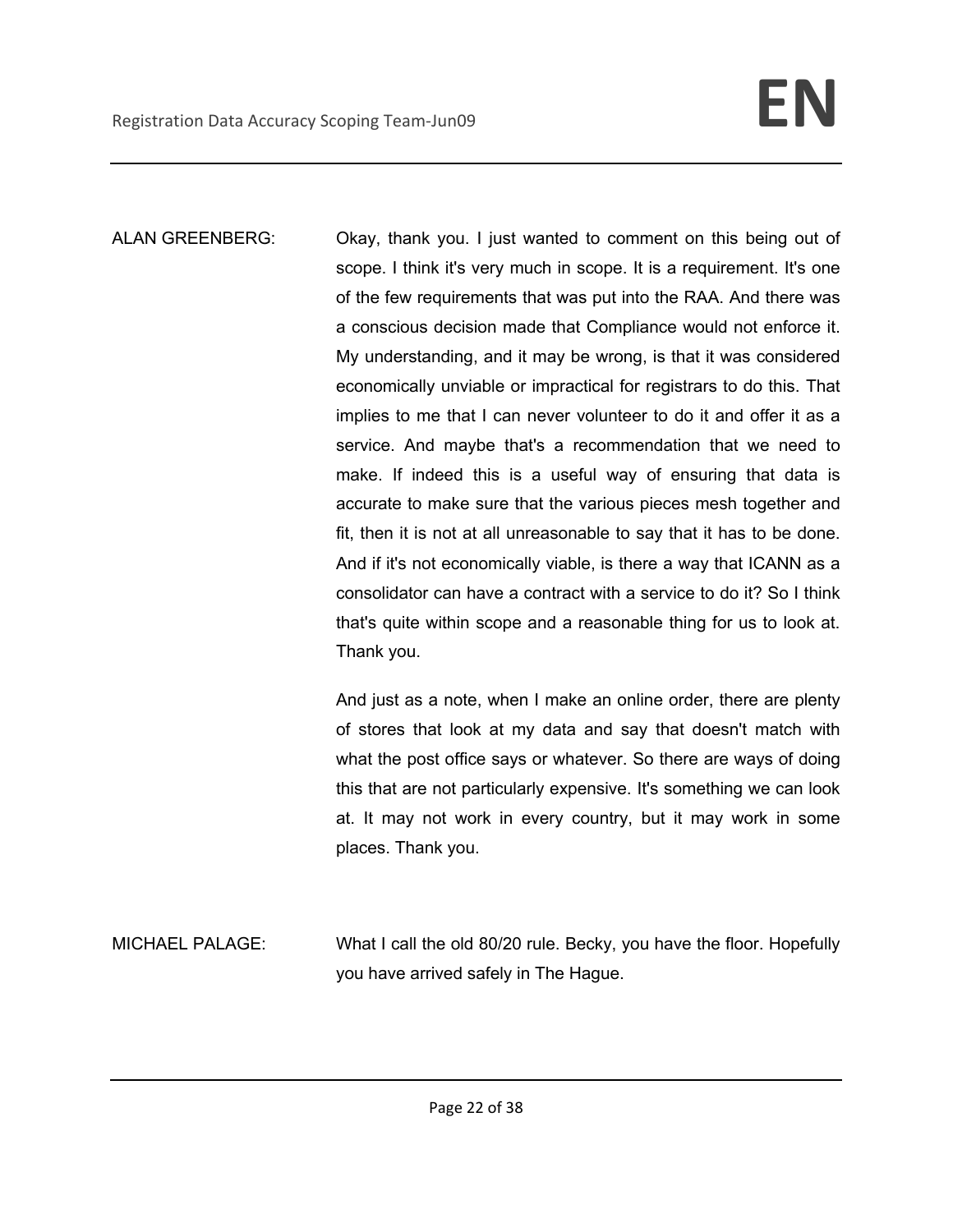ALAN GREENBERG: Okay, thank you. I just wanted to comment on this being out of scope. I think it's very much in scope. It is a requirement. It's one of the few requirements that was put into the RAA. And there was a conscious decision made that Compliance would not enforce it. My understanding, and it may be wrong, is that it was considered economically unviable or impractical for registrars to do this. That implies to me that I can never volunteer to do it and offer it as a service. And maybe that's a recommendation that we need to make. If indeed this is a useful way of ensuring that data is accurate to make sure that the various pieces mesh together and fit, then it is not at all unreasonable to say that it has to be done. And if it's not economically viable, is there a way that ICANN as a consolidator can have a contract with a service to do it? So I think that's quite within scope and a reasonable thing for us to look at. Thank you.

And just as a note, when I make an online order, there are plenty of stores that look at my data and say that doesn't match with what the post office says or whatever. So there are ways of doing this that are not particularly expensive. It's something we can look at. It may not work in every country, but it may work in some places. Thank you.

MICHAEL PALAGE: What I call the old 80/20 rule. Becky, you have the floor. Hopefully you have arrived safely in The Hague.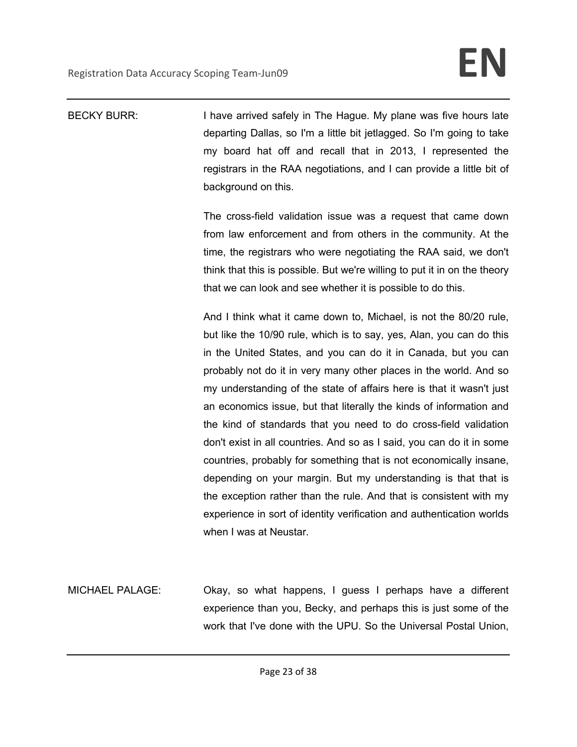BECKY BURR: I have arrived safely in The Hague. My plane was five hours late departing Dallas, so I'm a little bit jetlagged. So I'm going to take my board hat off and recall that in 2013, I represented the registrars in the RAA negotiations, and I can provide a little bit of background on this.

The cross-field validation issue was a request that came down from law enforcement and from others in the community. At the time, the registrars who were negotiating the RAA said, we don't think that this is possible. But we're willing to put it in on the theory that we can look and see whether it is possible to do this.

And I think what it came down to, Michael, is not the 80/20 rule, but like the 10/90 rule, which is to say, yes, Alan, you can do this in the United States, and you can do it in Canada, but you can probably not do it in very many other places in the world. And so my understanding of the state of affairs here is that it wasn't just an economics issue, but that literally the kinds of information and the kind of standards that you need to do cross-field validation don't exist in all countries. And so as I said, you can do it in some countries, probably for something that is not economically insane, depending on your margin. But my understanding is that that is the exception rather than the rule. And that is consistent with my experience in sort of identity verification and authentication worlds when I was at Neustar.

MICHAEL PALAGE: Okay, so what happens, I guess I perhaps have a different experience than you, Becky, and perhaps this is just some of the work that I've done with the UPU. So the Universal Postal Union,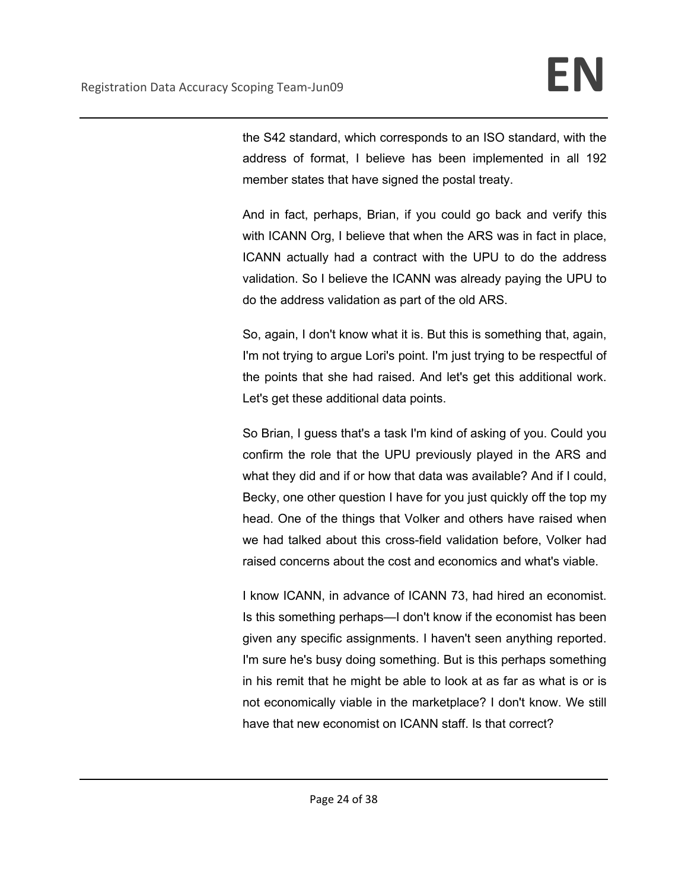the S42 standard, which corresponds to an ISO standard, with the address of format, I believe has been implemented in all 192 member states that have signed the postal treaty.

And in fact, perhaps, Brian, if you could go back and verify this with ICANN Org, I believe that when the ARS was in fact in place, ICANN actually had a contract with the UPU to do the address validation. So I believe the ICANN was already paying the UPU to do the address validation as part of the old ARS.

So, again, I don't know what it is. But this is something that, again, I'm not trying to argue Lori's point. I'm just trying to be respectful of the points that she had raised. And let's get this additional work. Let's get these additional data points.

So Brian, I guess that's a task I'm kind of asking of you. Could you confirm the role that the UPU previously played in the ARS and what they did and if or how that data was available? And if I could, Becky, one other question I have for you just quickly off the top my head. One of the things that Volker and others have raised when we had talked about this cross-field validation before, Volker had raised concerns about the cost and economics and what's viable.

I know ICANN, in advance of ICANN 73, had hired an economist. Is this something perhaps—I don't know if the economist has been given any specific assignments. I haven't seen anything reported. I'm sure he's busy doing something. But is this perhaps something in his remit that he might be able to look at as far as what is or is not economically viable in the marketplace? I don't know. We still have that new economist on ICANN staff. Is that correct?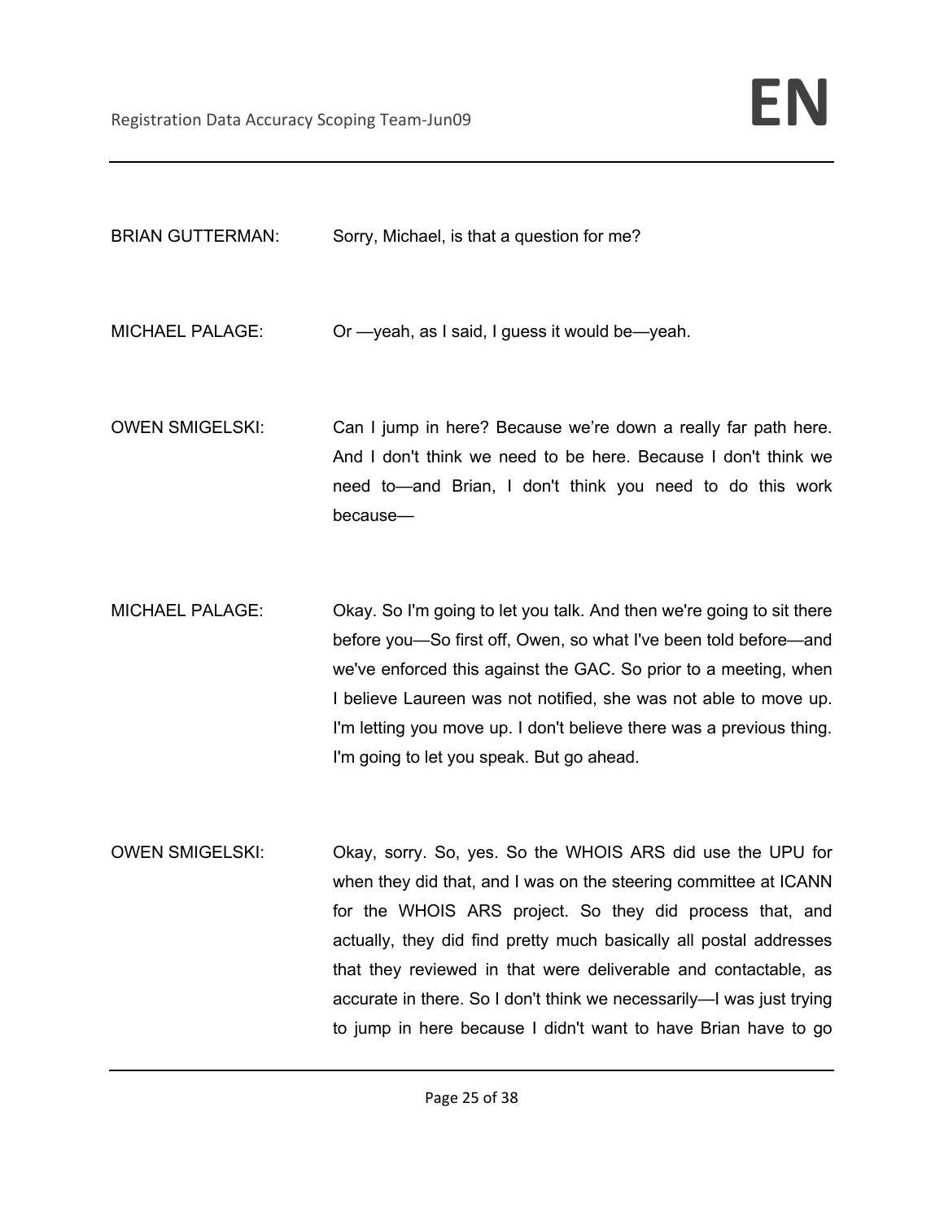BRIAN GUTTERMAN: Sorry, Michael, is that a question for me?

MICHAEL PALAGE: Or —yeah, as I said, I guess it would be—yeah.

OWEN SMIGELSKI: Can I jump in here? Because we're down a really far path here. And I don't think we need to be here. Because I don't think we need to—and Brian, I don't think you need to do this work because—

MICHAEL PALAGE: Okay. So I'm going to let you talk. And then we're going to sit there before you—So first off, Owen, so what I've been told before—and we've enforced this against the GAC. So prior to a meeting, when I believe Laureen was not notified, she was not able to move up. I'm letting you move up. I don't believe there was a previous thing. I'm going to let you speak. But go ahead.

OWEN SMIGELSKI: Okay, sorry. So, yes. So the WHOIS ARS did use the UPU for when they did that, and I was on the steering committee at ICANN for the WHOIS ARS project. So they did process that, and actually, they did find pretty much basically all postal addresses that they reviewed in that were deliverable and contactable, as accurate in there. So I don't think we necessarily—I was just trying to jump in here because I didn't want to have Brian have to go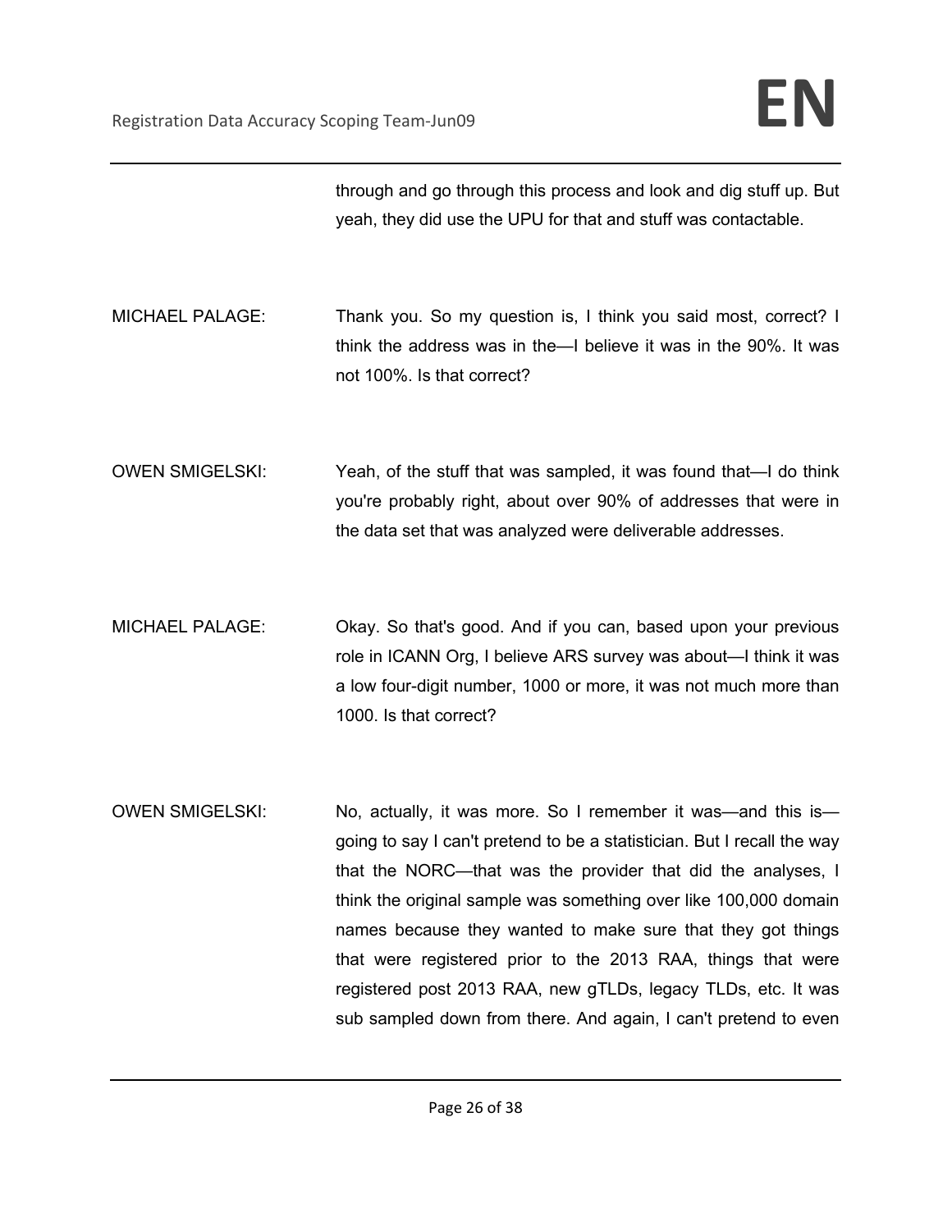through and go through this process and look and dig stuff up. But yeah, they did use the UPU for that and stuff was contactable.

MICHAEL PALAGE: Thank you. So my question is, I think you said most, correct? I think the address was in the—I believe it was in the 90%. It was not 100%. Is that correct?

OWEN SMIGELSKI: Yeah, of the stuff that was sampled, it was found that—I do think you're probably right, about over 90% of addresses that were in the data set that was analyzed were deliverable addresses.

MICHAEL PALAGE: Okay. So that's good. And if you can, based upon your previous role in ICANN Org, I believe ARS survey was about—I think it was a low four-digit number, 1000 or more, it was not much more than 1000. Is that correct?

OWEN SMIGELSKI: No, actually, it was more. So I remember it was—and this is—going to say I can't pretend to be a statistician. But I recall the way that the NORC—that was the provider that did the analyses, I think the original sample was something over like 100,000 domain names because they wanted to make sure that they got things that were registered prior to the 2013 RAA, things that were registered post 2013 RAA, new gTLDs, legacy TLDs, etc. It was sub sampled down from there. And again, I can't pretend to even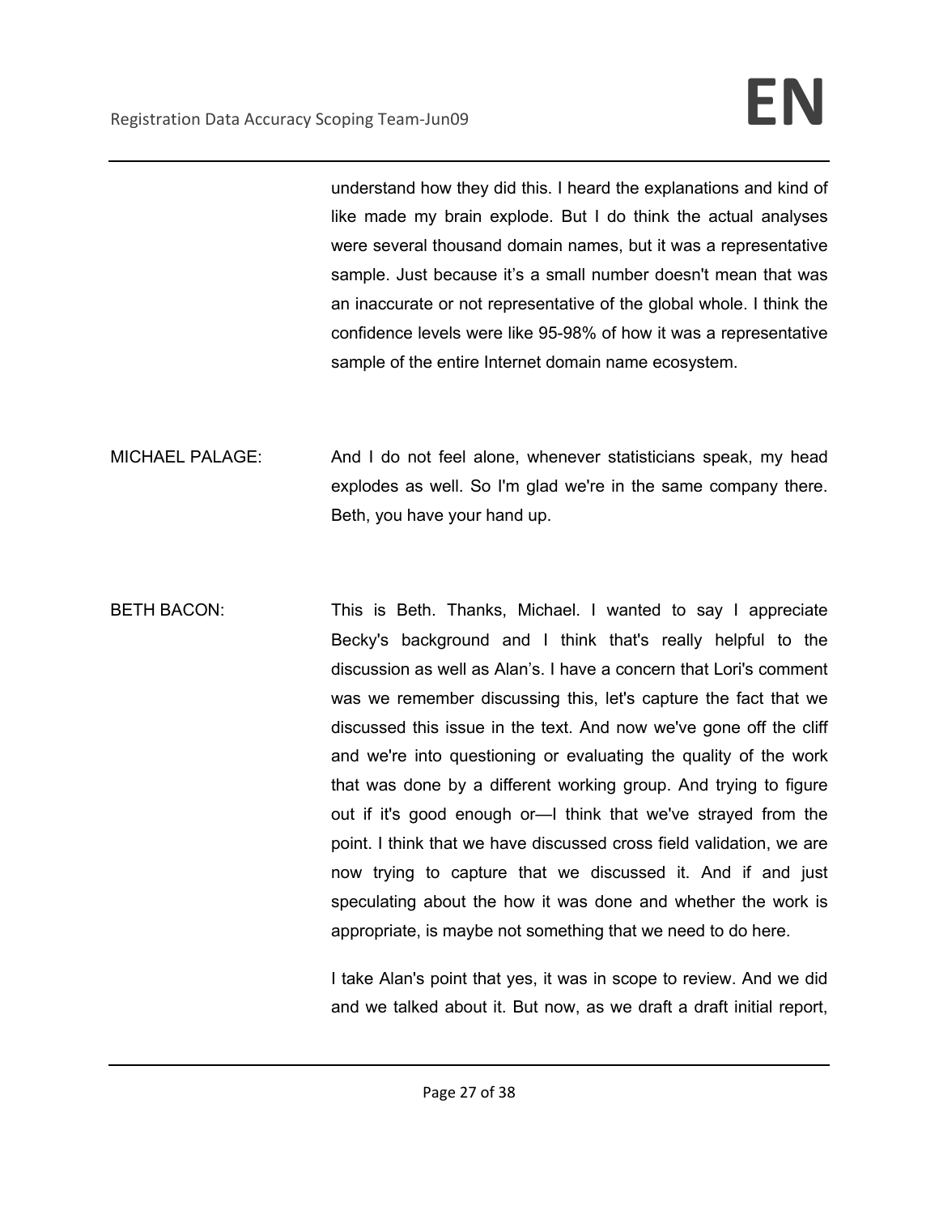understand how they did this. I heard the explanations and kind of like made my brain explode. But I do think the actual analyses were several thousand domain names, but it was a representative sample. Just because it's a small number doesn't mean that was an inaccurate or not representative of the global whole. I think the confidence levels were like 95-98% of how it was a representative sample of the entire Internet domain name ecosystem.

MICHAEL PALAGE: And I do not feel alone, whenever statisticians speak, my head explodes as well. So I'm glad we're in the same company there. Beth, you have your hand up.

BETH BACON: This is Beth. Thanks, Michael. I wanted to say I appreciate Becky's background and I think that's really helpful to the discussion as well as Alan's. I have a concern that Lori's comment was we remember discussing this, let's capture the fact that we discussed this issue in the text. And now we've gone off the cliff and we're into questioning or evaluating the quality of the work that was done by a different working group. And trying to figure out if it's good enough or—I think that we've strayed from the point. I think that we have discussed cross field validation, we are now trying to capture that we discussed it. And if and just speculating about the how it was done and whether the work is appropriate, is maybe not something that we need to do here.

I take Alan's point that yes, it was in scope to review. And we did and we talked about it. But now, as we draft a draft initial report,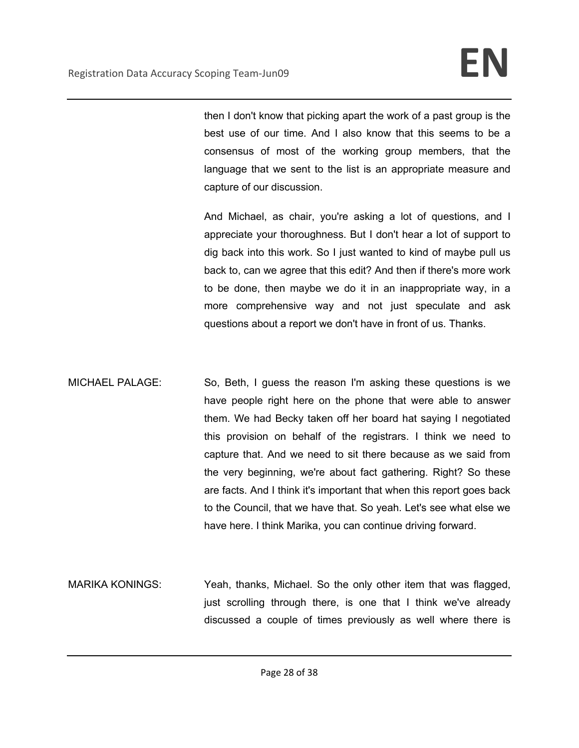then I don't know that picking apart the work of a past group is the best use of our time. And I also know that this seems to be a consensus of most of the working group members, that the language that we sent to the list is an appropriate measure and capture of our discussion.

And Michael, as chair, you're asking a lot of questions, and I appreciate your thoroughness. But I don't hear a lot of support to dig back into this work. So I just wanted to kind of maybe pull us back to, can we agree that this edit? And then if there's more work to be done, then maybe we do it in an inappropriate way, in a more comprehensive way and not just speculate and ask questions about a report we don't have in front of us. Thanks.

MICHAEL PALAGE: So, Beth, I guess the reason I'm asking these questions is we have people right here on the phone that were able to answer them. We had Becky taken off her board hat saying I negotiated this provision on behalf of the registrars. I think we need to capture that. And we need to sit there because as we said from the very beginning, we're about fact gathering. Right? So these are facts. And I think it's important that when this report goes back to the Council, that we have that. So yeah. Let's see what else we have here. I think Marika, you can continue driving forward.

MARIKA KONINGS: Yeah, thanks, Michael. So the only other item that was flagged, just scrolling through there, is one that I think we've already discussed a couple of times previously as well where there is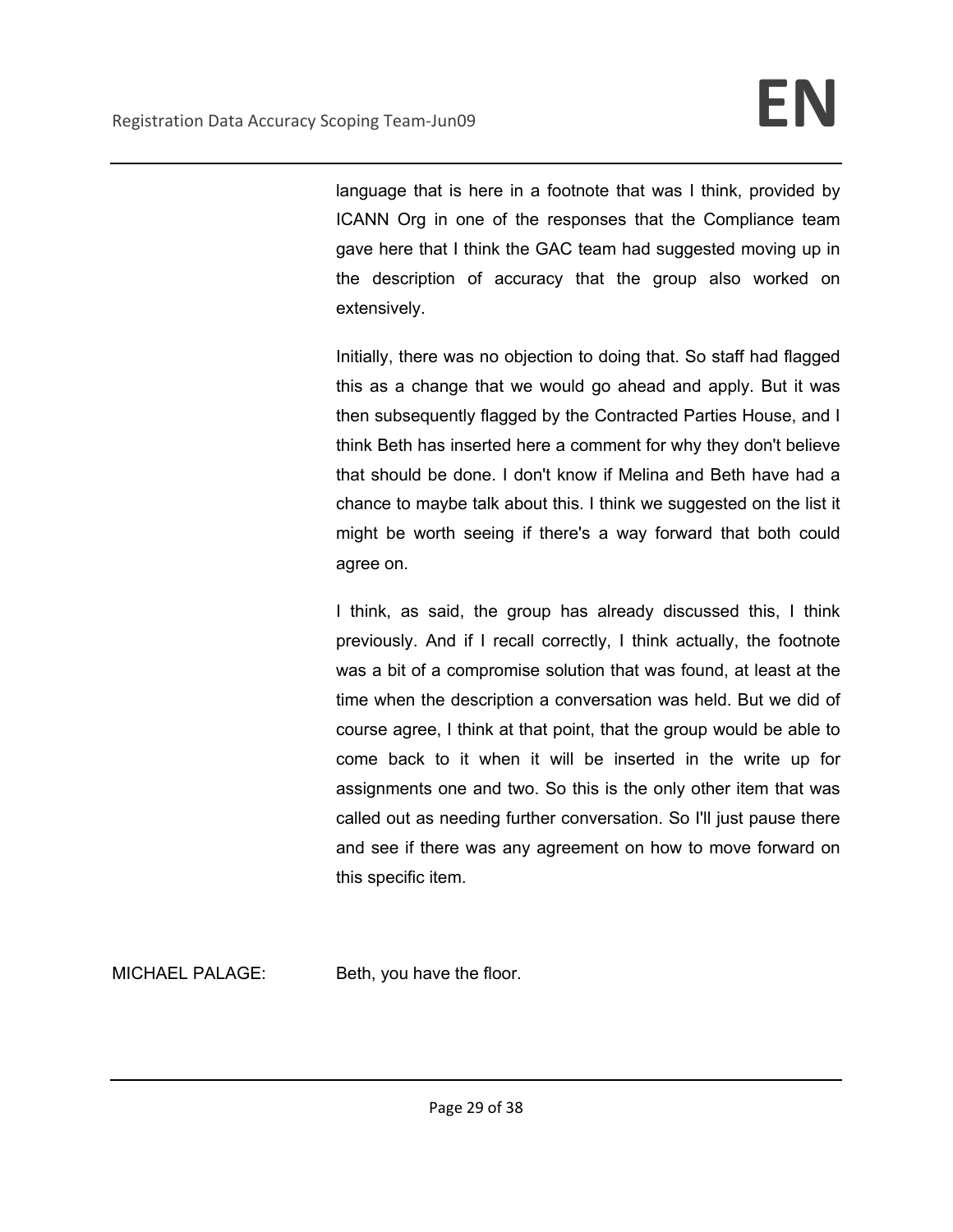language that is here in a footnote that was I think, provided by ICANN Org in one of the responses that the Compliance team gave here that I think the GAC team had suggested moving up in the description of accuracy that the group also worked on extensively.

Initially, there was no objection to doing that. So staff had flagged this as a change that we would go ahead and apply. But it was then subsequently flagged by the Contracted Parties House, and I think Beth has inserted here a comment for why they don't believe that should be done. I don't know if Melina and Beth have had a chance to maybe talk about this. I think we suggested on the list it might be worth seeing if there's a way forward that both could agree on.

I think, as said, the group has already discussed this, I think previously. And if I recall correctly, I think actually, the footnote was a bit of a compromise solution that was found, at least at the time when the description a conversation was held. But we did of course agree, I think at that point, that the group would be able to come back to it when it will be inserted in the write up for assignments one and two. So this is the only other item that was called out as needing further conversation. So I'll just pause there and see if there was any agreement on how to move forward on this specific item.

MICHAEL PALAGE: Beth, you have the floor.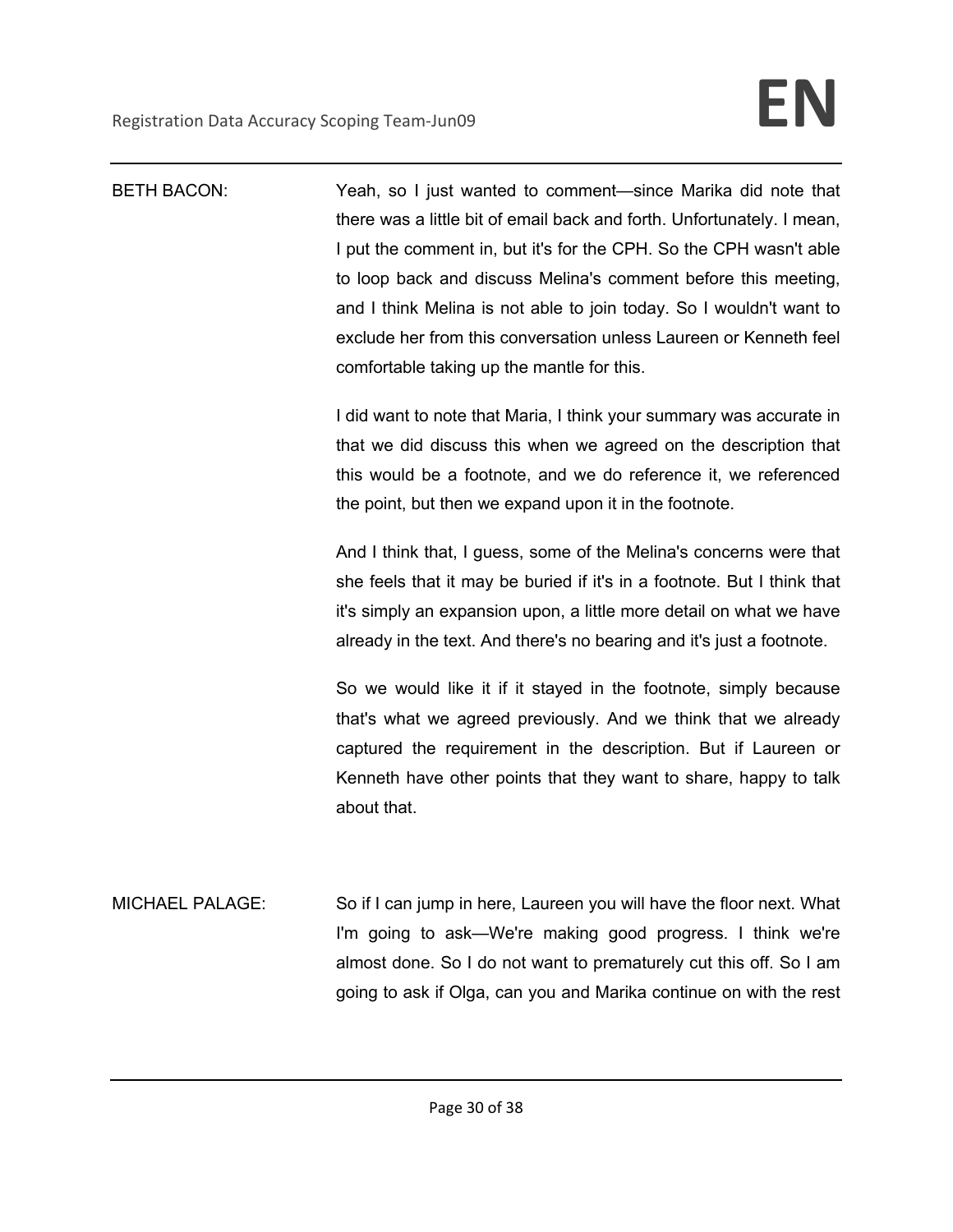BETH BACON: Yeah, so I just wanted to comment—since Marika did note that there was a little bit of email back and forth. Unfortunately. I mean, I put the comment in, but it's for the CPH. So the CPH wasn't able to loop back and discuss Melina's comment before this meeting, and I think Melina is not able to join today. So I wouldn't want to exclude her from this conversation unless Laureen or Kenneth feel comfortable taking up the mantle for this.

I did want to note that Maria, I think your summary was accurate in that we did discuss this when we agreed on the description that this would be a footnote, and we do reference it, we referenced the point, but then we expand upon it in the footnote.

And I think that, I guess, some of the Melina's concerns were that she feels that it may be buried if it's in a footnote. But I think that it's simply an expansion upon, a little more detail on what we have already in the text. And there's no bearing and it's just a footnote.

So we would like it if it stayed in the footnote, simply because that's what we agreed previously. And we think that we already captured the requirement in the description. But if Laureen or Kenneth have other points that they want to share, happy to talk about that.

MICHAEL PALAGE: So if I can jump in here, Laureen you will have the floor next. What I'm going to ask—We're making good progress. I think we're almost done. So I do not want to prematurely cut this off. So I am going to ask if Olga, can you and Marika continue on with the rest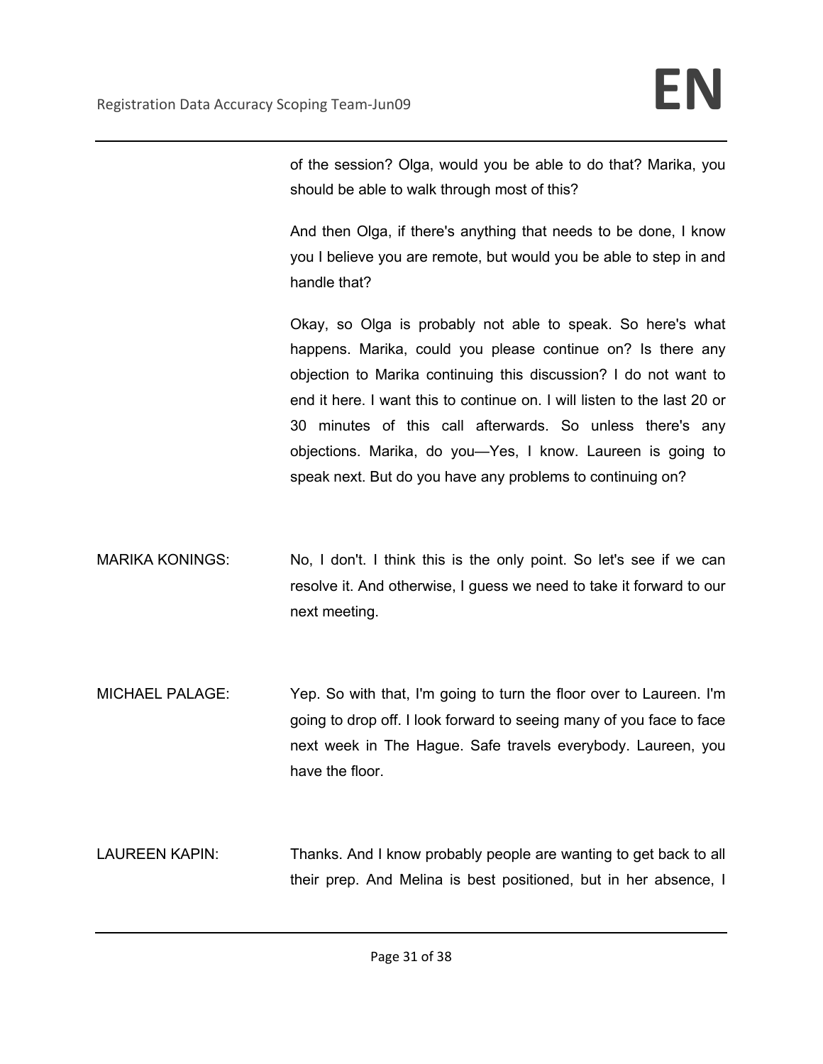of the session? Olga, would you be able to do that? Marika, you should be able to walk through most of this?

And then Olga, if there's anything that needs to be done, I know you I believe you are remote, but would you be able to step in and handle that?

Okay, so Olga is probably not able to speak. So here's what happens. Marika, could you please continue on? Is there any objection to Marika continuing this discussion? I do not want to end it here. I want this to continue on. I will listen to the last 20 or 30 minutes of this call afterwards. So unless there's any objections. Marika, do you—Yes, I know. Laureen is going to speak next. But do you have any problems to continuing on?

MARIKA KONINGS: No, I don't. I think this is the only point. So let's see if we can resolve it. And otherwise, I guess we need to take it forward to our next meeting.

MICHAEL PALAGE: Yep. So with that, I'm going to turn the floor over to Laureen. I'm going to drop off. I look forward to seeing many of you face to face next week in The Hague. Safe travels everybody. Laureen, you have the floor.

LAUREEN KAPIN: Thanks. And I know probably people are wanting to get back to all their prep. And Melina is best positioned, but in her absence, I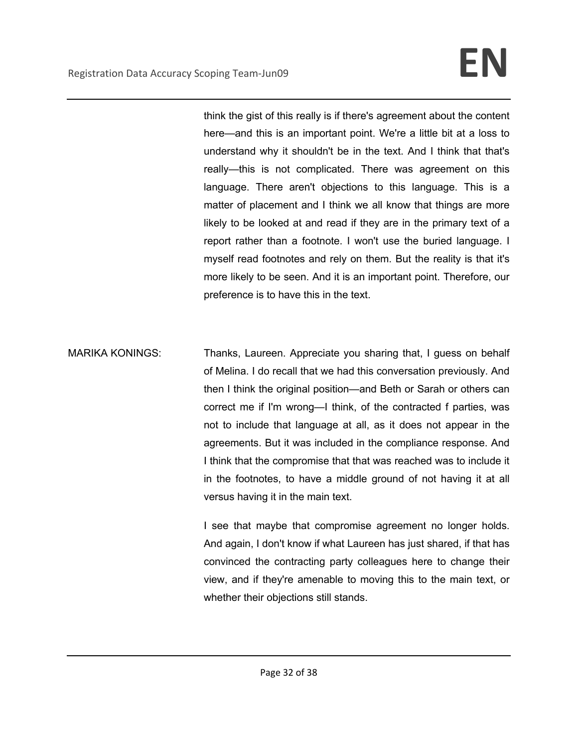think the gist of this really is if there's agreement about the content here—and this is an important point. We're a little bit at a loss to understand why it shouldn't be in the text. And I think that that's really—this is not complicated. There was agreement on this language. There aren't objections to this language. This is a matter of placement and I think we all know that things are more likely to be looked at and read if they are in the primary text of a report rather than a footnote. I won't use the buried language. I myself read footnotes and rely on them. But the reality is that it's more likely to be seen. And it is an important point. Therefore, our preference is to have this in the text.

MARIKA KONINGS: Thanks, Laureen. Appreciate you sharing that, I guess on behalf of Melina. I do recall that we had this conversation previously. And then I think the original position—and Beth or Sarah or others can correct me if I'm wrong—I think, of the contracted f parties, was not to include that language at all, as it does not appear in the agreements. But it was included in the compliance response. And I think that the compromise that that was reached was to include it in the footnotes, to have a middle ground of not having it at all versus having it in the main text.

I see that maybe that compromise agreement no longer holds. And again, I don't know if what Laureen has just shared, if that has convinced the contracting party colleagues here to change their view, and if they're amenable to moving this to the main text, or whether their objections still stands.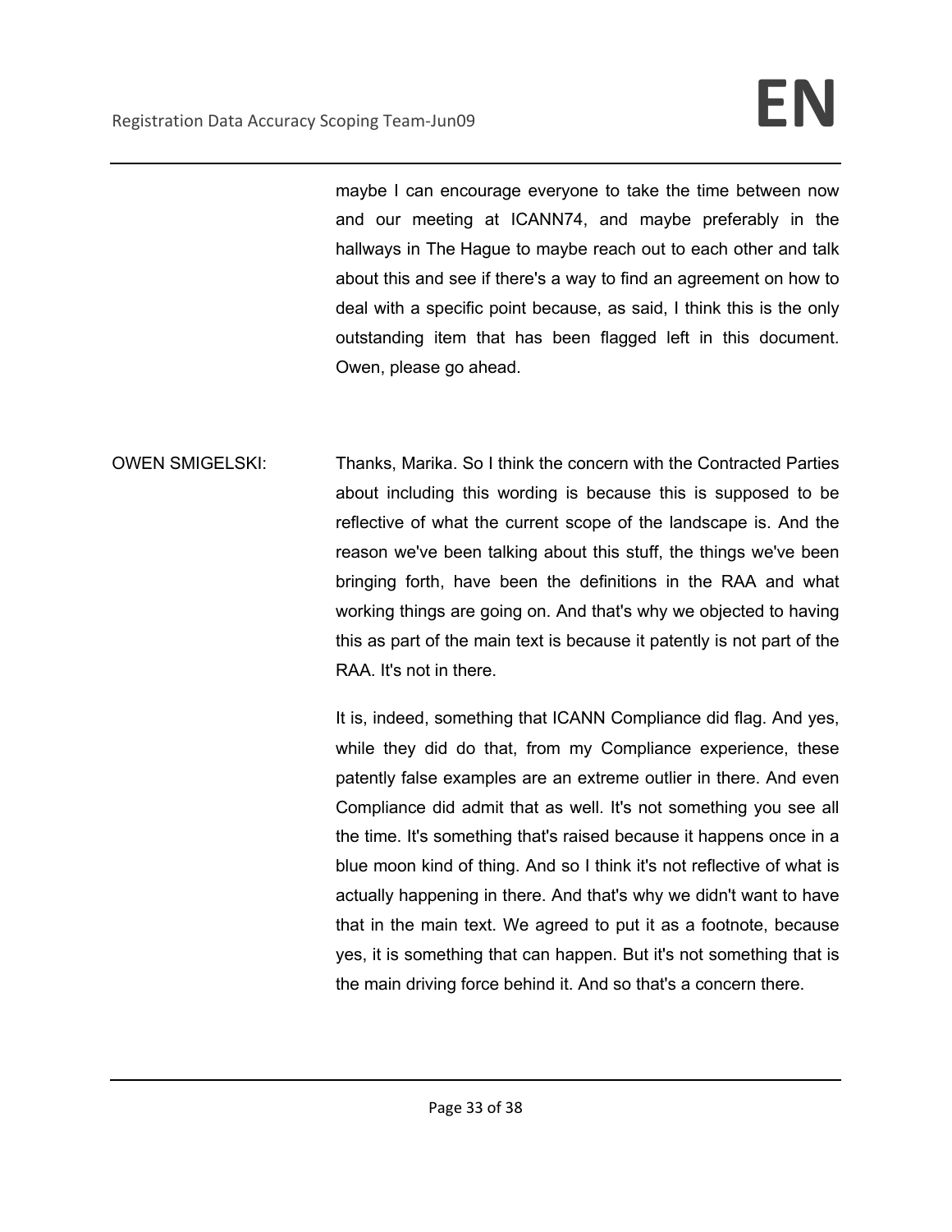maybe I can encourage everyone to take the time between now and our meeting at ICANN74, and maybe preferably in the hallways in The Hague to maybe reach out to each other and talk about this and see if there's a way to find an agreement on how to deal with a specific point because, as said, I think this is the only outstanding item that has been flagged left in this document. Owen, please go ahead.

OWEN SMIGELSKI: Thanks, Marika. So I think the concern with the Contracted Parties about including this wording is because this is supposed to be reflective of what the current scope of the landscape is. And the reason we've been talking about this stuff, the things we've been bringing forth, have been the definitions in the RAA and what working things are going on. And that's why we objected to having this as part of the main text is because it patently is not part of the RAA. It's not in there.

It is, indeed, something that ICANN Compliance did flag. And yes, while they did do that, from my Compliance experience, these patently false examples are an extreme outlier in there. And even Compliance did admit that as well. It's not something you see all the time. It's something that's raised because it happens once in a blue moon kind of thing. And so I think it's not reflective of what is actually happening in there. And that's why we didn't want to have that in the main text. We agreed to put it as a footnote, because yes, it is something that can happen. But it's not something that is the main driving force behind it. And so that's a concern there.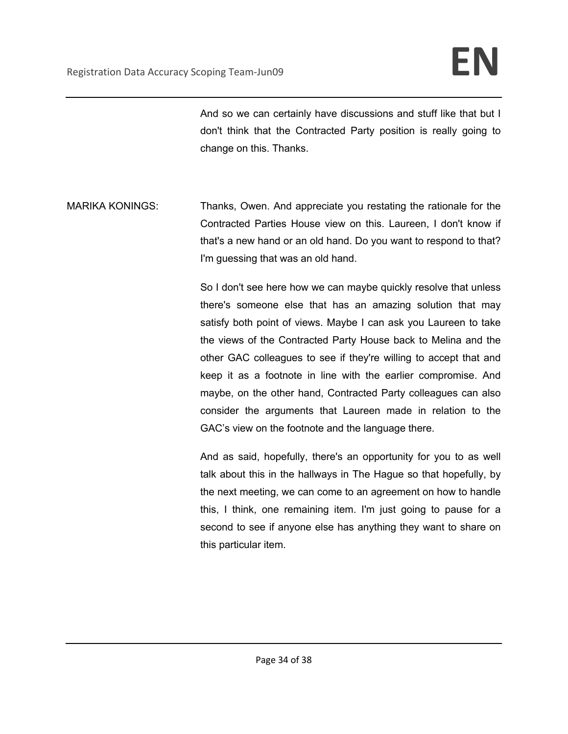And so we can certainly have discussions and stuff like that but I don't think that the Contracted Party position is really going to change on this. Thanks.

MARIKA KONINGS: Thanks, Owen. And appreciate you restating the rationale for the Contracted Parties House view on this. Laureen, I don't know if that's a new hand or an old hand. Do you want to respond to that? I'm guessing that was an old hand.

So I don't see here how we can maybe quickly resolve that unless there's someone else that has an amazing solution that may satisfy both point of views. Maybe I can ask you Laureen to take the views of the Contracted Party House back to Melina and the other GAC colleagues to see if they're willing to accept that and keep it as a footnote in line with the earlier compromise. And maybe, on the other hand, Contracted Party colleagues can also consider the arguments that Laureen made in relation to the GAC's view on the footnote and the language there.

And as said, hopefully, there's an opportunity for you to as well talk about this in the hallways in The Hague so that hopefully, by the next meeting, we can come to an agreement on how to handle this, I think, one remaining item. I'm just going to pause for a second to see if anyone else has anything they want to share on this particular item.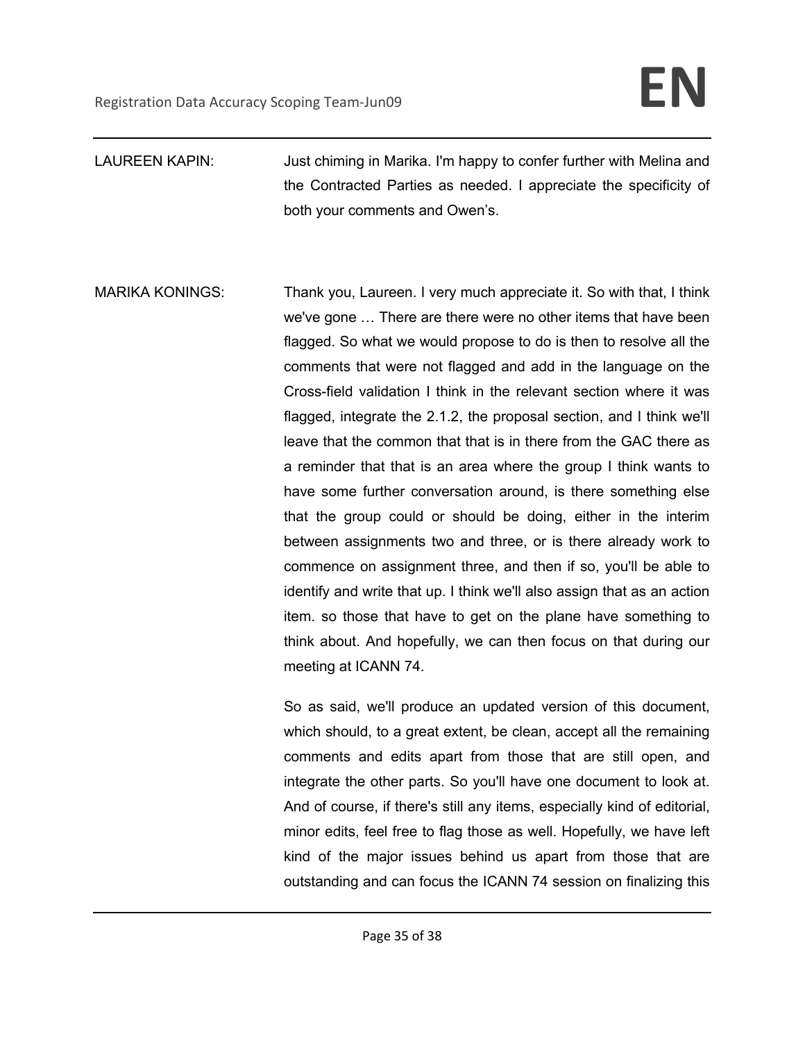LAUREEN KAPIN: Just chiming in Marika. I'm happy to confer further with Melina and the Contracted Parties as needed. I appreciate the specificity of both your comments and Owen's.

MARIKA KONINGS: Thank you, Laureen. I very much appreciate it. So with that, I think we've gone … There are there were no other items that have been flagged. So what we would propose to do is then to resolve all the comments that were not flagged and add in the language on the Cross-field validation I think in the relevant section where it was flagged, integrate the 2.1.2, the proposal section, and I think we'll leave that the common that that is in there from the GAC there as a reminder that that is an area where the group I think wants to have some further conversation around, is there something else that the group could or should be doing, either in the interim between assignments two and three, or is there already work to commence on assignment three, and then if so, you'll be able to identify and write that up. I think we'll also assign that as an action item. so those that have to get on the plane have something to think about. And hopefully, we can then focus on that during our meeting at ICANN 74.

So as said, we'll produce an updated version of this document, which should, to a great extent, be clean, accept all the remaining comments and edits apart from those that are still open, and integrate the other parts. So you'll have one document to look at. And of course, if there's still any items, especially kind of editorial, minor edits, feel free to flag those as well. Hopefully, we have left kind of the major issues behind us apart from those that are outstanding and can focus the ICANN 74 session on finalizing this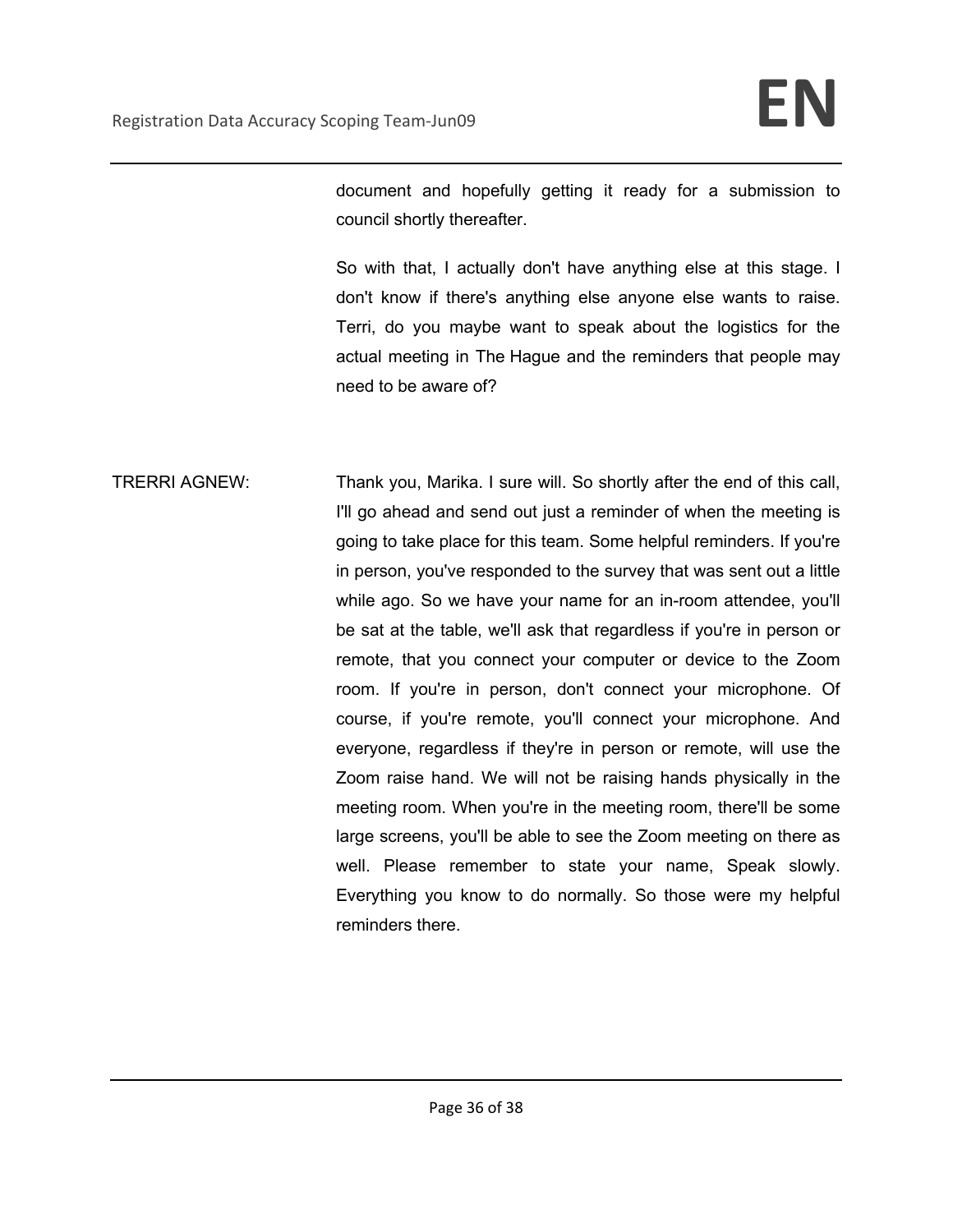document and hopefully getting it ready for a submission to council shortly thereafter.

So with that, I actually don't have anything else at this stage. I don't know if there's anything else anyone else wants to raise. Terri, do you maybe want to speak about the logistics for the actual meeting in The Hague and the reminders that people may need to be aware of?

TRERRI AGNEW: Thank you, Marika. I sure will. So shortly after the end of this call, I'll go ahead and send out just a reminder of when the meeting is going to take place for this team. Some helpful reminders. If you're in person, you've responded to the survey that was sent out a little while ago. So we have your name for an in-room attendee, you'll be sat at the table, we'll ask that regardless if you're in person or remote, that you connect your computer or device to the Zoom room. If you're in person, don't connect your microphone. Of course, if you're remote, you'll connect your microphone. And everyone, regardless if they're in person or remote, will use the Zoom raise hand. We will not be raising hands physically in the meeting room. When you're in the meeting room, there'll be some large screens, you'll be able to see the Zoom meeting on there as well. Please remember to state your name, Speak slowly. Everything you know to do normally. So those were my helpful reminders there.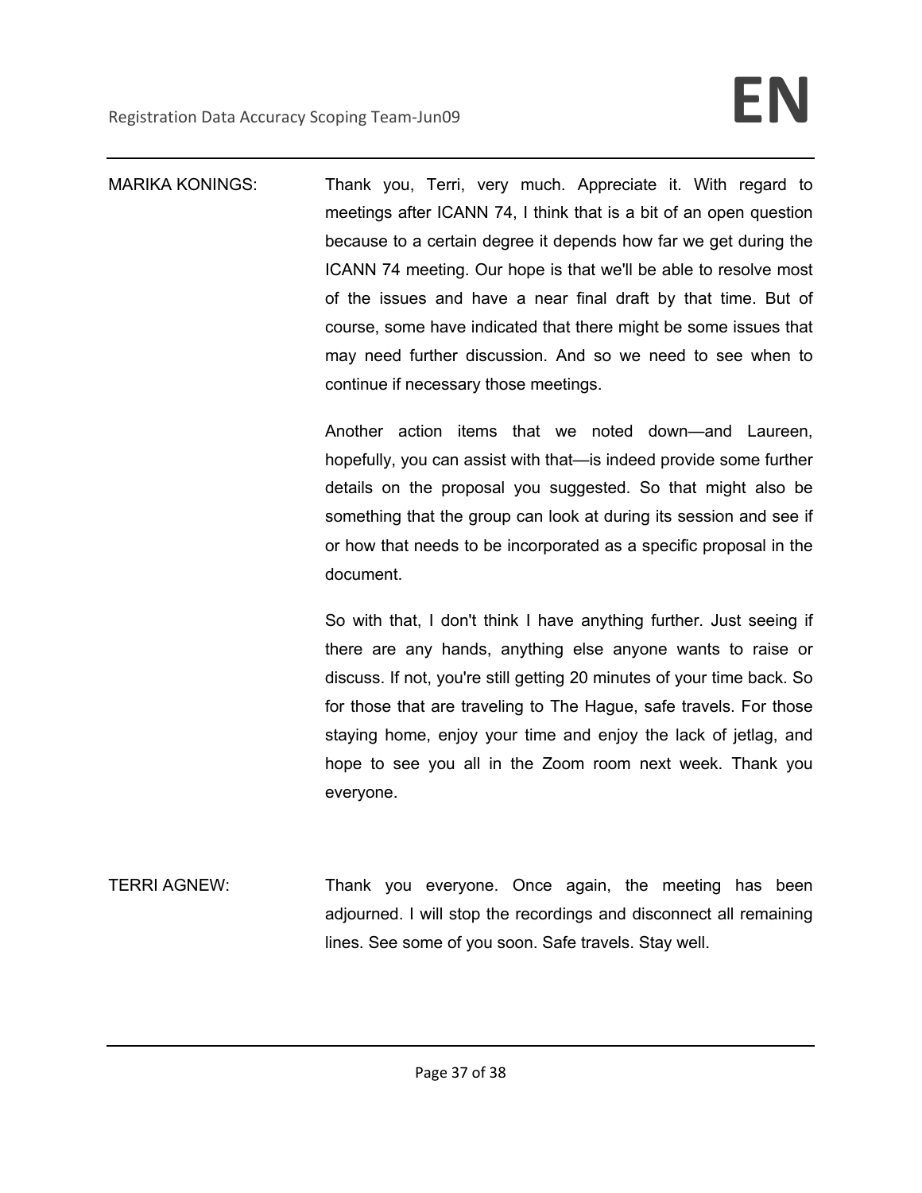MARIKA KONINGS: Thank you, Terri, very much. Appreciate it. With regard to meetings after ICANN 74, I think that is a bit of an open question because to a certain degree it depends how far we get during the ICANN 74 meeting. Our hope is that we'll be able to resolve most of the issues and have a near final draft by that time. But of course, some have indicated that there might be some issues that may need further discussion. And so we need to see when to continue if necessary those meetings.

Another action items that we noted down—and Laureen, hopefully, you can assist with that—is indeed provide some further details on the proposal you suggested. So that might also be something that the group can look at during its session and see if or how that needs to be incorporated as a specific proposal in the document.

So with that, I don't think I have anything further. Just seeing if there are any hands, anything else anyone wants to raise or discuss. If not, you're still getting 20 minutes of your time back. So for those that are traveling to The Hague, safe travels. For those staying home, enjoy your time and enjoy the lack of jetlag, and hope to see you all in the Zoom room next week. Thank you everyone.

TERRI AGNEW: Thank you everyone. Once again, the meeting has been adjourned. I will stop the recordings and disconnect all remaining lines. See some of you soon. Safe travels. Stay well.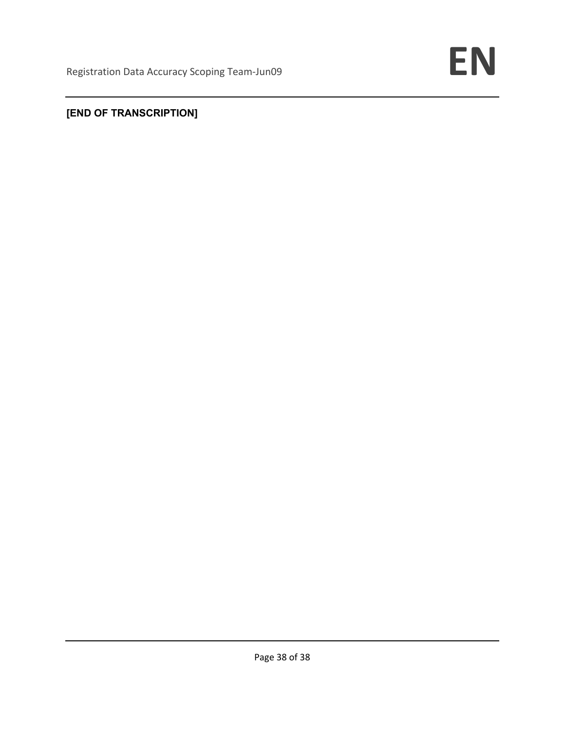**[END OF TRANSCRIPTION]**